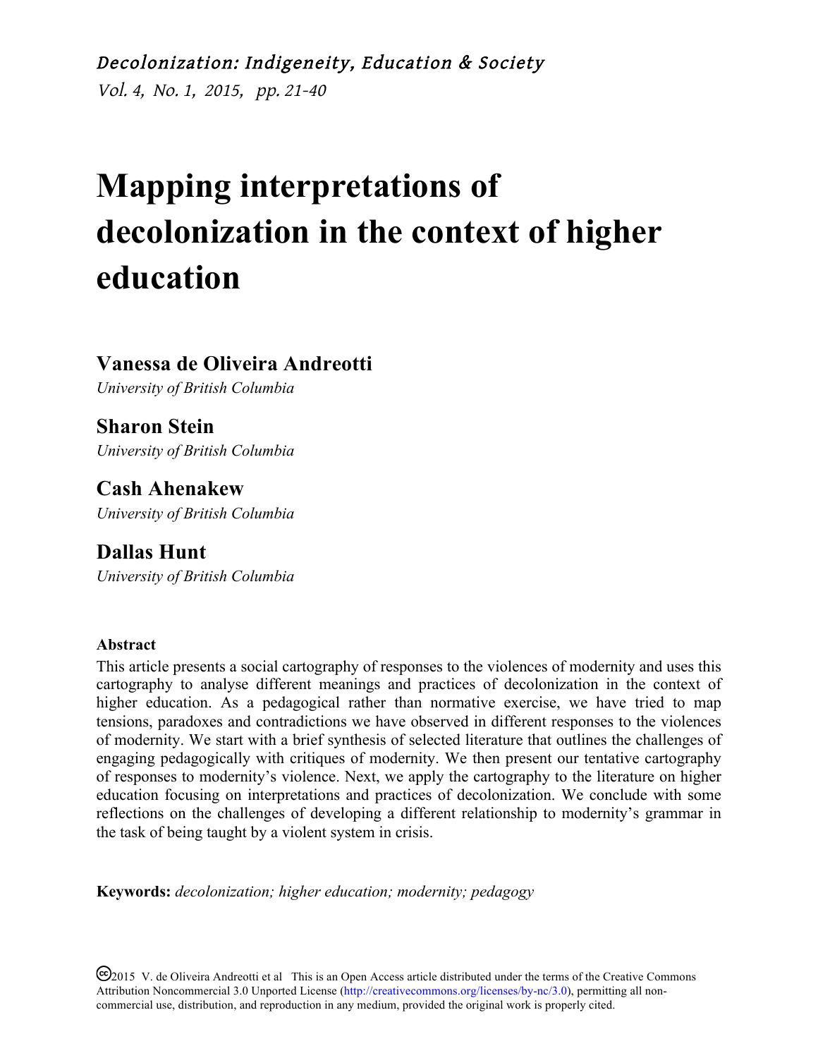*Decolonization: Indigeneity, Education & Society*
*Vol. 4, No. 1, 2015, pp. 21-40*

# Mapping interpretations of decolonization in the context of higher education

**Vanessa de Oliveira Andreotti**
*University of British Columbia*

**Sharon Stein**
*University of British Columbia*

**Cash Ahenakew**
*University of British Columbia*

**Dallas Hunt**
*University of British Columbia*

**Abstract**

This article presents a social cartography of responses to the violences of modernity and uses this cartography to analyse different meanings and practices of decolonization in the context of higher education. As a pedagogical rather than normative exercise, we have tried to map tensions, paradoxes and contradictions we have observed in different responses to the violences of modernity. We start with a brief synthesis of selected literature that outlines the challenges of engaging pedagogically with critiques of modernity. We then present our tentative cartography of responses to modernity's violence. Next, we apply the cartography to the literature on higher education focusing on interpretations and practices of decolonization. We conclude with some reflections on the challenges of developing a different relationship to modernity's grammar in the task of being taught by a violent system in crisis.

**Keywords:** *decolonization; higher education; modernity; pedagogy*

©2015 V. de Oliveira Andreotti et al This is an Open Access article distributed under the terms of the Creative Commons Attribution Noncommercial 3.0 Unported License (http://creativecommons.org/licenses/by-nc/3.0), permitting all non-commercial use, distribution, and reproduction in any medium, provided the original work is properly cited.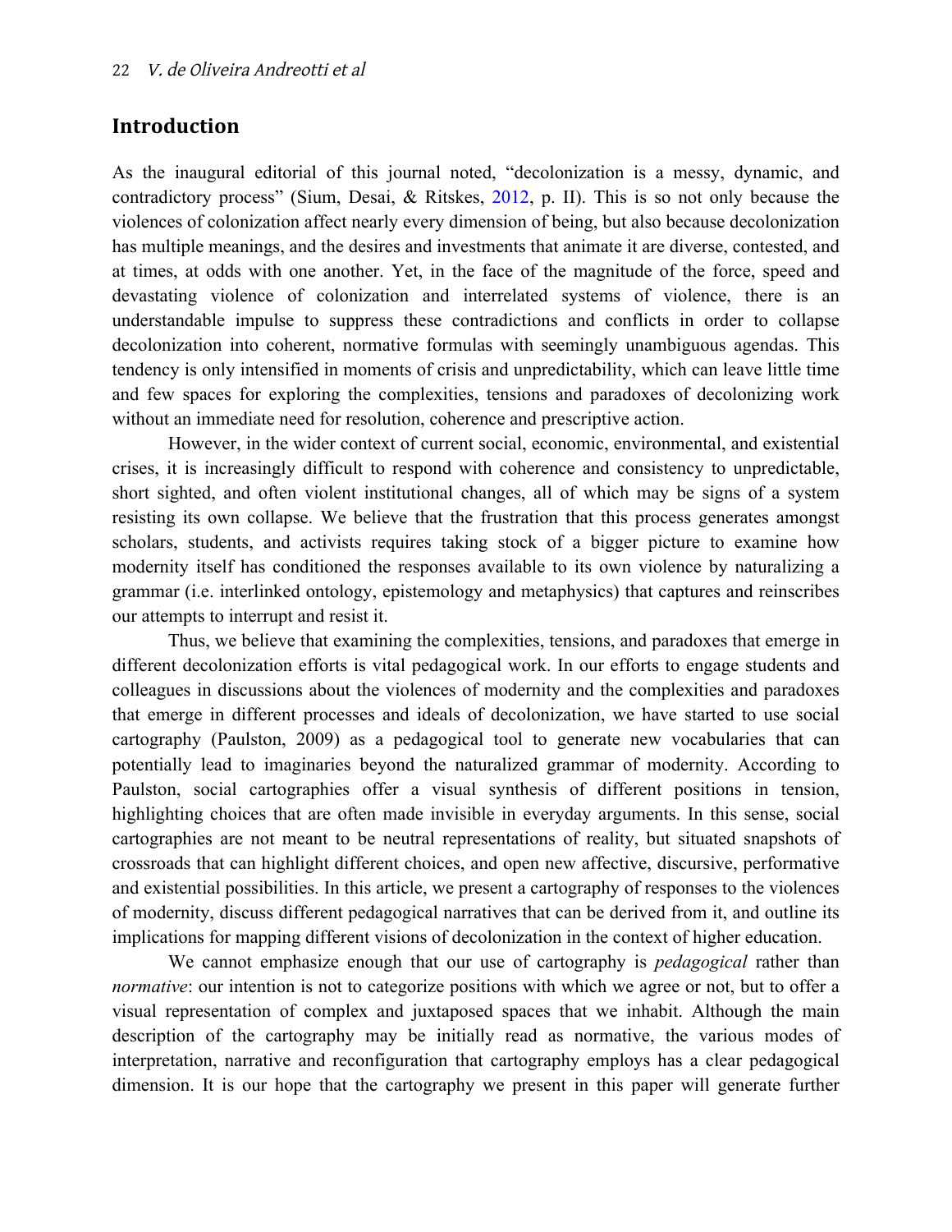## Introduction

As the inaugural editorial of this journal noted, "decolonization is a messy, dynamic, and contradictory process" (Sium, Desai, & Ritskes, 2012, p. II). This is so not only because the violences of colonization affect nearly every dimension of being, but also because decolonization has multiple meanings, and the desires and investments that animate it are diverse, contested, and at times, at odds with one another. Yet, in the face of the magnitude of the force, speed and devastating violence of colonization and interrelated systems of violence, there is an understandable impulse to suppress these contradictions and conflicts in order to collapse decolonization into coherent, normative formulas with seemingly unambiguous agendas. This tendency is only intensified in moments of crisis and unpredictability, which can leave little time and few spaces for exploring the complexities, tensions and paradoxes of decolonizing work without an immediate need for resolution, coherence and prescriptive action.

However, in the wider context of current social, economic, environmental, and existential crises, it is increasingly difficult to respond with coherence and consistency to unpredictable, short sighted, and often violent institutional changes, all of which may be signs of a system resisting its own collapse. We believe that the frustration that this process generates amongst scholars, students, and activists requires taking stock of a bigger picture to examine how modernity itself has conditioned the responses available to its own violence by naturalizing a grammar (i.e. interlinked ontology, epistemology and metaphysics) that captures and reinscribes our attempts to interrupt and resist it.

Thus, we believe that examining the complexities, tensions, and paradoxes that emerge in different decolonization efforts is vital pedagogical work. In our efforts to engage students and colleagues in discussions about the violences of modernity and the complexities and paradoxes that emerge in different processes and ideals of decolonization, we have started to use social cartography (Paulston, 2009) as a pedagogical tool to generate new vocabularies that can potentially lead to imaginaries beyond the naturalized grammar of modernity. According to Paulston, social cartographies offer a visual synthesis of different positions in tension, highlighting choices that are often made invisible in everyday arguments. In this sense, social cartographies are not meant to be neutral representations of reality, but situated snapshots of crossroads that can highlight different choices, and open new affective, discursive, performative and existential possibilities. In this article, we present a cartography of responses to the violences of modernity, discuss different pedagogical narratives that can be derived from it, and outline its implications for mapping different visions of decolonization in the context of higher education.

We cannot emphasize enough that our use of cartography is *pedagogical* rather than *normative*: our intention is not to categorize positions with which we agree or not, but to offer a visual representation of complex and juxtaposed spaces that we inhabit. Although the main description of the cartography may be initially read as normative, the various modes of interpretation, narrative and reconfiguration that cartography employs has a clear pedagogical dimension. It is our hope that the cartography we present in this paper will generate further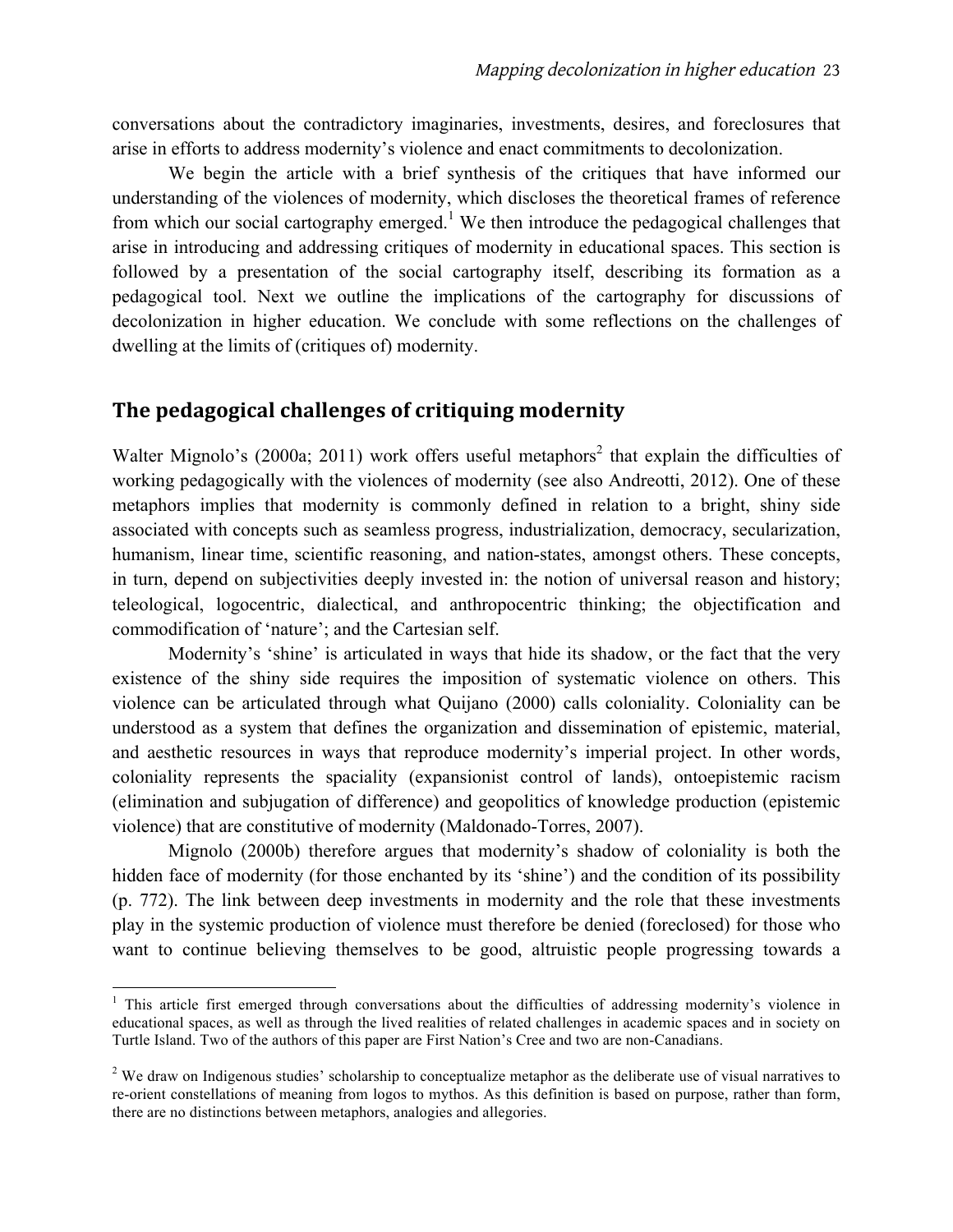conversations about the contradictory imaginaries, investments, desires, and foreclosures that arise in efforts to address modernity's violence and enact commitments to decolonization.

We begin the article with a brief synthesis of the critiques that have informed our understanding of the violences of modernity, which discloses the theoretical frames of reference from which our social cartography emerged.[1] We then introduce the pedagogical challenges that arise in introducing and addressing critiques of modernity in educational spaces. This section is followed by a presentation of the social cartography itself, describing its formation as a pedagogical tool. Next we outline the implications of the cartography for discussions of decolonization in higher education. We conclude with some reflections on the challenges of dwelling at the limits of (critiques of) modernity.

## The pedagogical challenges of critiquing modernity

Walter Mignolo's (2000a; 2011) work offers useful metaphors[2] that explain the difficulties of working pedagogically with the violences of modernity (see also Andreotti, 2012). One of these metaphors implies that modernity is commonly defined in relation to a bright, shiny side associated with concepts such as seamless progress, industrialization, democracy, secularization, humanism, linear time, scientific reasoning, and nation-states, amongst others. These concepts, in turn, depend on subjectivities deeply invested in: the notion of universal reason and history; teleological, logocentric, dialectical, and anthropocentric thinking; the objectification and commodification of 'nature'; and the Cartesian self.

Modernity's 'shine' is articulated in ways that hide its shadow, or the fact that the very existence of the shiny side requires the imposition of systematic violence on others. This violence can be articulated through what Quijano (2000) calls coloniality. Coloniality can be understood as a system that defines the organization and dissemination of epistemic, material, and aesthetic resources in ways that reproduce modernity's imperial project. In other words, coloniality represents the spaciality (expansionist control of lands), ontoepistemic racism (elimination and subjugation of difference) and geopolitics of knowledge production (epistemic violence) that are constitutive of modernity (Maldonado-Torres, 2007).

Mignolo (2000b) therefore argues that modernity's shadow of coloniality is both the hidden face of modernity (for those enchanted by its 'shine') and the condition of its possibility (p. 772). The link between deep investments in modernity and the role that these investments play in the systemic production of violence must therefore be denied (foreclosed) for those who want to continue believing themselves to be good, altruistic people progressing towards a

---

[1] This article first emerged through conversations about the difficulties of addressing modernity's violence in educational spaces, as well as through the lived realities of related challenges in academic spaces and in society on Turtle Island. Two of the authors of this paper are First Nation's Cree and two are non-Canadians.

[2] We draw on Indigenous studies' scholarship to conceptualize metaphor as the deliberate use of visual narratives to re-orient constellations of meaning from logos to mythos. As this definition is based on purpose, rather than form, there are no distinctions between metaphors, analogies and allegories.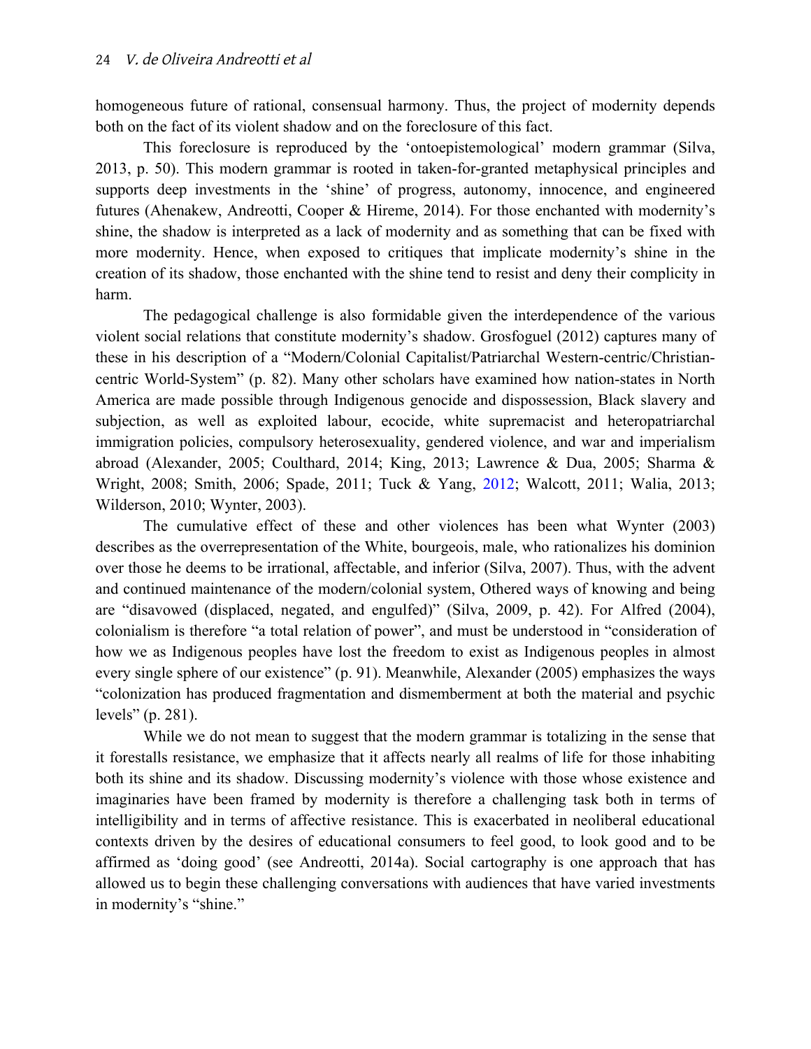homogeneous future of rational, consensual harmony. Thus, the project of modernity depends both on the fact of its violent shadow and on the foreclosure of this fact.

This foreclosure is reproduced by the 'ontoepistemological' modern grammar (Silva, 2013, p. 50). This modern grammar is rooted in taken-for-granted metaphysical principles and supports deep investments in the 'shine' of progress, autonomy, innocence, and engineered futures (Ahenakew, Andreotti, Cooper & Hireme, 2014). For those enchanted with modernity's shine, the shadow is interpreted as a lack of modernity and as something that can be fixed with more modernity. Hence, when exposed to critiques that implicate modernity's shine in the creation of its shadow, those enchanted with the shine tend to resist and deny their complicity in harm.

The pedagogical challenge is also formidable given the interdependence of the various violent social relations that constitute modernity's shadow. Grosfoguel (2012) captures many of these in his description of a "Modern/Colonial Capitalist/Patriarchal Western-centric/Christian-centric World-System" (p. 82). Many other scholars have examined how nation-states in North America are made possible through Indigenous genocide and dispossession, Black slavery and subjection, as well as exploited labour, ecocide, white supremacist and heteropatriarchal immigration policies, compulsory heterosexuality, gendered violence, and war and imperialism abroad (Alexander, 2005; Coulthard, 2014; King, 2013; Lawrence & Dua, 2005; Sharma & Wright, 2008; Smith, 2006; Spade, 2011; Tuck & Yang, 2012; Walcott, 2011; Walia, 2013; Wilderson, 2010; Wynter, 2003).

The cumulative effect of these and other violences has been what Wynter (2003) describes as the overrepresentation of the White, bourgeois, male, who rationalizes his dominion over those he deems to be irrational, affectable, and inferior (Silva, 2007). Thus, with the advent and continued maintenance of the modern/colonial system, Othered ways of knowing and being are "disavowed (displaced, negated, and engulfed)" (Silva, 2009, p. 42). For Alfred (2004), colonialism is therefore "a total relation of power", and must be understood in "consideration of how we as Indigenous peoples have lost the freedom to exist as Indigenous peoples in almost every single sphere of our existence" (p. 91). Meanwhile, Alexander (2005) emphasizes the ways "colonization has produced fragmentation and dismemberment at both the material and psychic levels" (p. 281).

While we do not mean to suggest that the modern grammar is totalizing in the sense that it forestalls resistance, we emphasize that it affects nearly all realms of life for those inhabiting both its shine and its shadow. Discussing modernity's violence with those whose existence and imaginaries have been framed by modernity is therefore a challenging task both in terms of intelligibility and in terms of affective resistance. This is exacerbated in neoliberal educational contexts driven by the desires of educational consumers to feel good, to look good and to be affirmed as 'doing good' (see Andreotti, 2014a). Social cartography is one approach that has allowed us to begin these challenging conversations with audiences that have varied investments in modernity's "shine."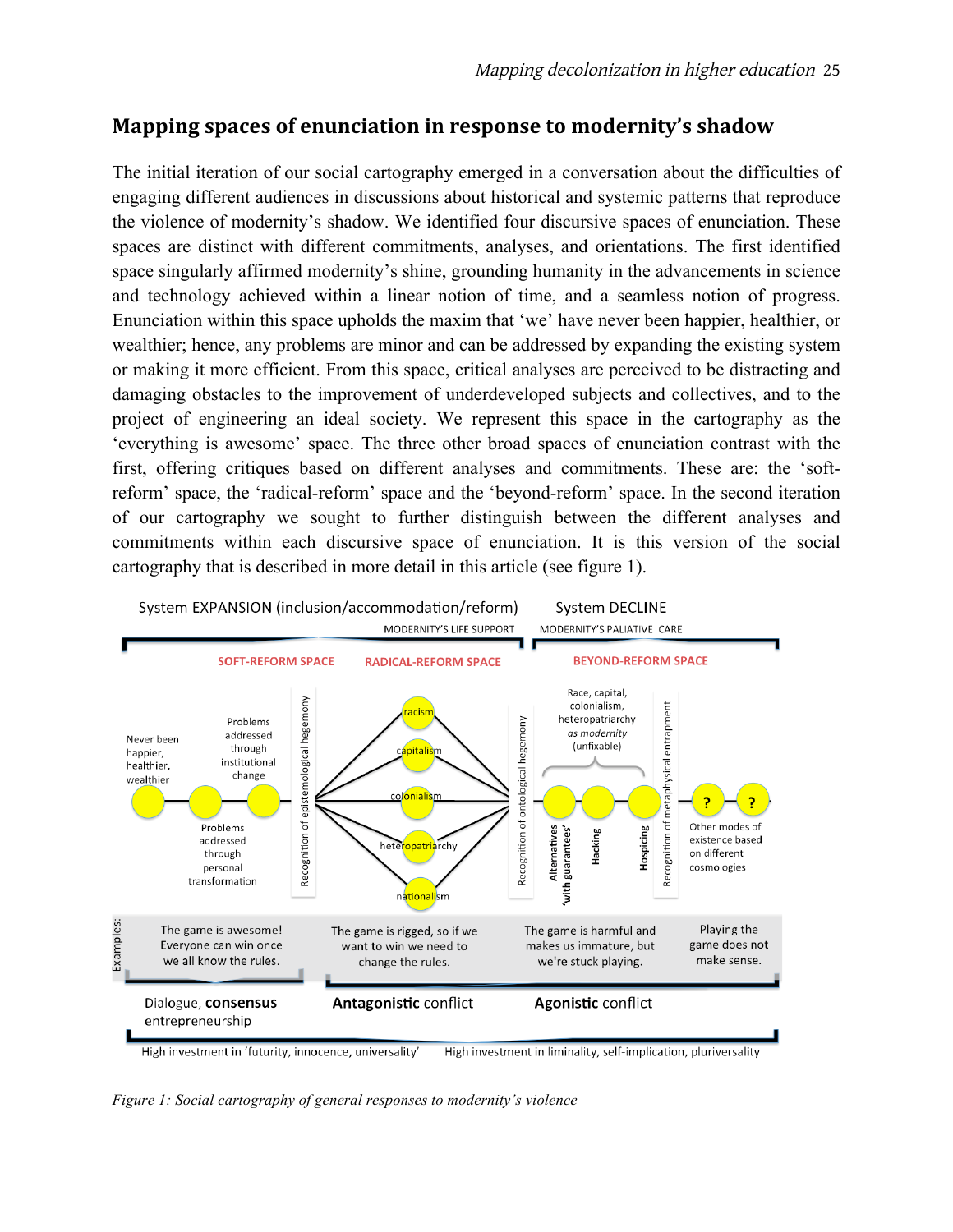## Mapping spaces of enunciation in response to modernity's shadow

The initial iteration of our social cartography emerged in a conversation about the difficulties of engaging different audiences in discussions about historical and systemic patterns that reproduce the violence of modernity's shadow. We identified four discursive spaces of enunciation. These spaces are distinct with different commitments, analyses, and orientations. The first identified space singularly affirmed modernity's shine, grounding humanity in the advancements in science and technology achieved within a linear notion of time, and a seamless notion of progress. Enunciation within this space upholds the maxim that 'we' have never been happier, healthier, or wealthier; hence, any problems are minor and can be addressed by expanding the existing system or making it more efficient. From this space, critical analyses are perceived to be distracting and damaging obstacles to the improvement of underdeveloped subjects and collectives, and to the project of engineering an ideal society. We represent this space in the cartography as the 'everything is awesome' space. The three other broad spaces of enunciation contrast with the first, offering critiques based on different analyses and commitments. These are: the 'soft-reform' space, the 'radical-reform' space and the 'beyond-reform' space. In the second iteration of our cartography we sought to further distinguish between the different analyses and commitments within each discursive space of enunciation. It is this version of the social cartography that is described in more detail in this article (see figure 1).

System EXPANSION (inclusion/accommodation/reform) — MODERNITY'S LIFE SUPPORT

System DECLINE — MODERNITY'S PALIATIVE CARE

SOFT-REFORM SPACE | RADICAL-REFORM SPACE | BEYOND-REFORM SPACE

Never been happier, healthier, wealthier — Problems addressed through personal transformation — Problems addressed through institutional change — Recognition of epistemological hegemony — racism, capitalism, colonialism, heteropatriarchy, nationalism — Recognition of ontological hegemony — Alternatives 'with guarantees' — Hacking — Hospicing (Race, capital, colonialism, heteropatriarchy *as modernity* (unfixable)) — Recognition of metaphysical entrapment — ? ? Other modes of existence based on different cosmologies

Examples: The game is awesome! Everyone can win once we all know the rules. | The game is rigged, so if we want to win we need to change the rules. | The game is harmful and makes us immature, but we're stuck playing. | Playing the game does not make sense.

Dialogue, **consensus** entrepreneurship | **Antagonistic** conflict | **Agonistic** conflict

High investment in 'futurity, innocence, universality' | High investment in liminality, self-implication, pluriversality

*Figure 1: Social cartography of general responses to modernity's violence*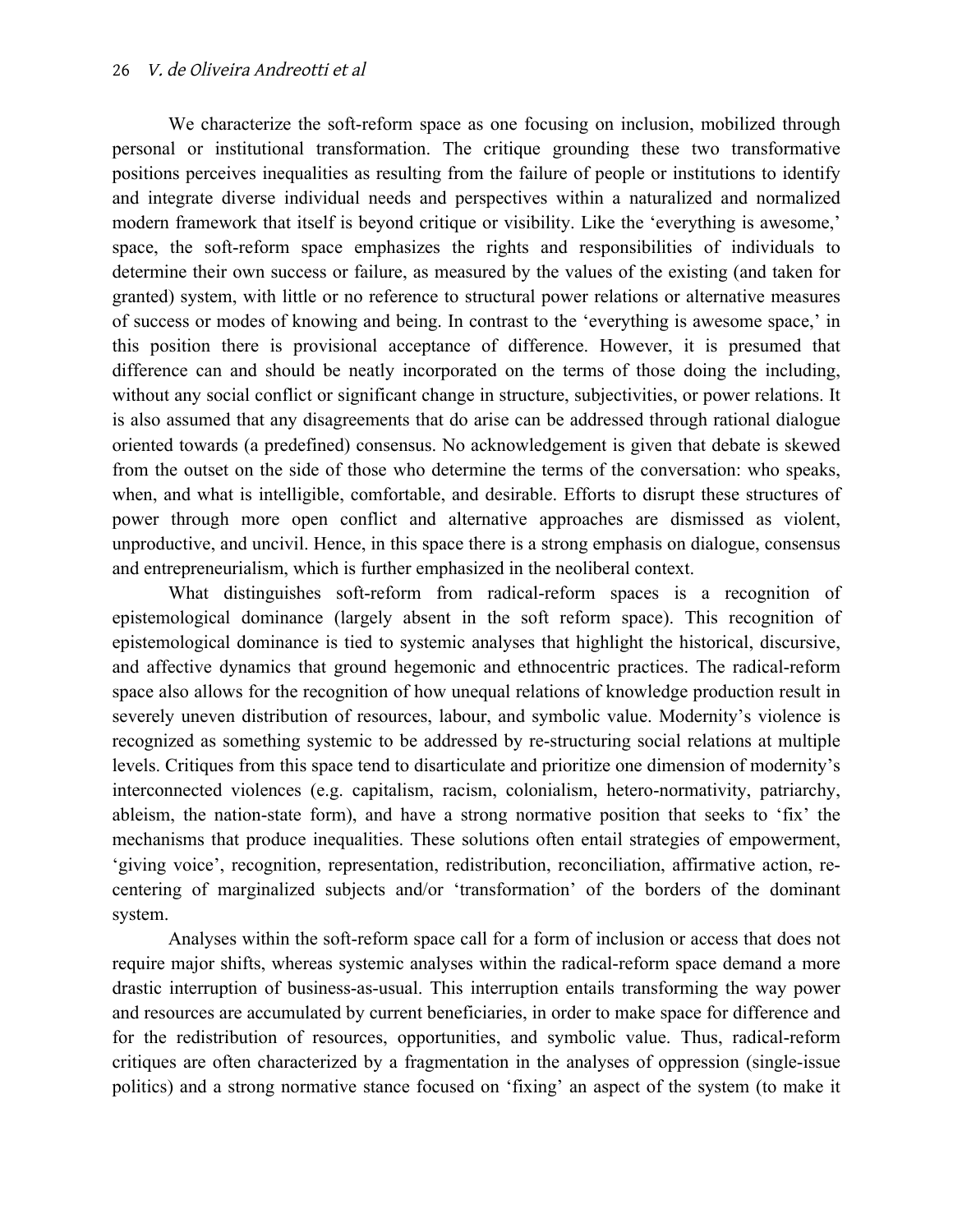We characterize the soft-reform space as one focusing on inclusion, mobilized through personal or institutional transformation. The critique grounding these two transformative positions perceives inequalities as resulting from the failure of people or institutions to identify and integrate diverse individual needs and perspectives within a naturalized and normalized modern framework that itself is beyond critique or visibility. Like the 'everything is awesome,' space, the soft-reform space emphasizes the rights and responsibilities of individuals to determine their own success or failure, as measured by the values of the existing (and taken for granted) system, with little or no reference to structural power relations or alternative measures of success or modes of knowing and being. In contrast to the 'everything is awesome space,' in this position there is provisional acceptance of difference. However, it is presumed that difference can and should be neatly incorporated on the terms of those doing the including, without any social conflict or significant change in structure, subjectivities, or power relations. It is also assumed that any disagreements that do arise can be addressed through rational dialogue oriented towards (a predefined) consensus. No acknowledgement is given that debate is skewed from the outset on the side of those who determine the terms of the conversation: who speaks, when, and what is intelligible, comfortable, and desirable. Efforts to disrupt these structures of power through more open conflict and alternative approaches are dismissed as violent, unproductive, and uncivil. Hence, in this space there is a strong emphasis on dialogue, consensus and entrepreneurialism, which is further emphasized in the neoliberal context.

What distinguishes soft-reform from radical-reform spaces is a recognition of epistemological dominance (largely absent in the soft reform space). This recognition of epistemological dominance is tied to systemic analyses that highlight the historical, discursive, and affective dynamics that ground hegemonic and ethnocentric practices. The radical-reform space also allows for the recognition of how unequal relations of knowledge production result in severely uneven distribution of resources, labour, and symbolic value. Modernity's violence is recognized as something systemic to be addressed by re-structuring social relations at multiple levels. Critiques from this space tend to disarticulate and prioritize one dimension of modernity's interconnected violences (e.g. capitalism, racism, colonialism, hetero-normativity, patriarchy, ableism, the nation-state form), and have a strong normative position that seeks to 'fix' the mechanisms that produce inequalities. These solutions often entail strategies of empowerment, 'giving voice', recognition, representation, redistribution, reconciliation, affirmative action, re-centering of marginalized subjects and/or 'transformation' of the borders of the dominant system.

Analyses within the soft-reform space call for a form of inclusion or access that does not require major shifts, whereas systemic analyses within the radical-reform space demand a more drastic interruption of business-as-usual. This interruption entails transforming the way power and resources are accumulated by current beneficiaries, in order to make space for difference and for the redistribution of resources, opportunities, and symbolic value. Thus, radical-reform critiques are often characterized by a fragmentation in the analyses of oppression (single-issue politics) and a strong normative stance focused on 'fixing' an aspect of the system (to make it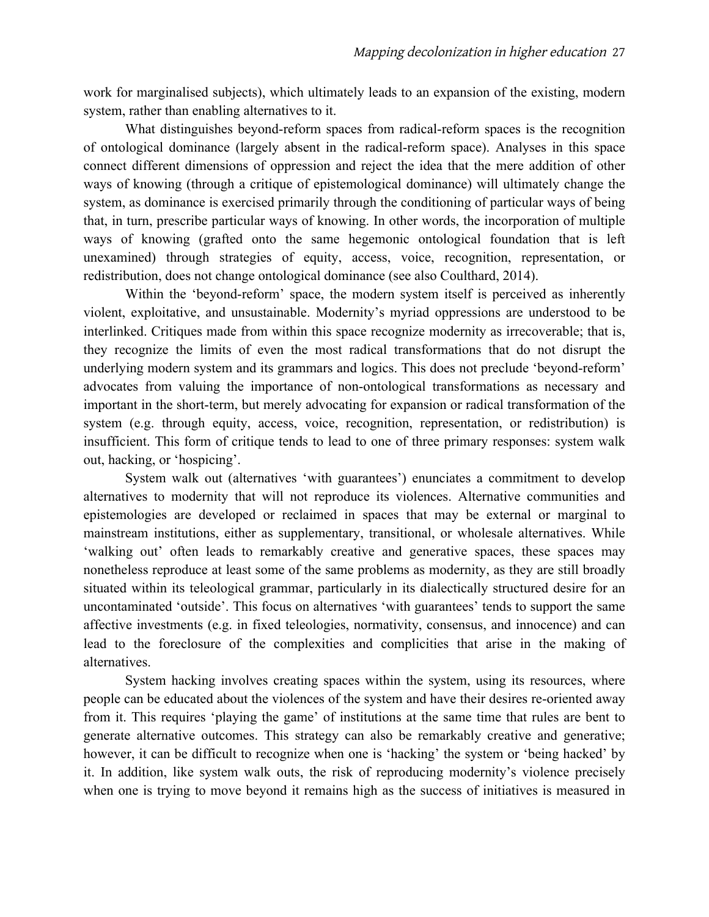work for marginalised subjects), which ultimately leads to an expansion of the existing, modern system, rather than enabling alternatives to it.

What distinguishes beyond-reform spaces from radical-reform spaces is the recognition of ontological dominance (largely absent in the radical-reform space). Analyses in this space connect different dimensions of oppression and reject the idea that the mere addition of other ways of knowing (through a critique of epistemological dominance) will ultimately change the system, as dominance is exercised primarily through the conditioning of particular ways of being that, in turn, prescribe particular ways of knowing. In other words, the incorporation of multiple ways of knowing (grafted onto the same hegemonic ontological foundation that is left unexamined) through strategies of equity, access, voice, recognition, representation, or redistribution, does not change ontological dominance (see also Coulthard, 2014).

Within the 'beyond-reform' space, the modern system itself is perceived as inherently violent, exploitative, and unsustainable. Modernity's myriad oppressions are understood to be interlinked. Critiques made from within this space recognize modernity as irrecoverable; that is, they recognize the limits of even the most radical transformations that do not disrupt the underlying modern system and its grammars and logics. This does not preclude 'beyond-reform' advocates from valuing the importance of non-ontological transformations as necessary and important in the short-term, but merely advocating for expansion or radical transformation of the system (e.g. through equity, access, voice, recognition, representation, or redistribution) is insufficient. This form of critique tends to lead to one of three primary responses: system walk out, hacking, or 'hospicing'.

System walk out (alternatives 'with guarantees') enunciates a commitment to develop alternatives to modernity that will not reproduce its violences. Alternative communities and epistemologies are developed or reclaimed in spaces that may be external or marginal to mainstream institutions, either as supplementary, transitional, or wholesale alternatives. While 'walking out' often leads to remarkably creative and generative spaces, these spaces may nonetheless reproduce at least some of the same problems as modernity, as they are still broadly situated within its teleological grammar, particularly in its dialectically structured desire for an uncontaminated 'outside'. This focus on alternatives 'with guarantees' tends to support the same affective investments (e.g. in fixed teleologies, normativity, consensus, and innocence) and can lead to the foreclosure of the complexities and complicities that arise in the making of alternatives.

System hacking involves creating spaces within the system, using its resources, where people can be educated about the violences of the system and have their desires re-oriented away from it. This requires 'playing the game' of institutions at the same time that rules are bent to generate alternative outcomes. This strategy can also be remarkably creative and generative; however, it can be difficult to recognize when one is 'hacking' the system or 'being hacked' by it. In addition, like system walk outs, the risk of reproducing modernity's violence precisely when one is trying to move beyond it remains high as the success of initiatives is measured in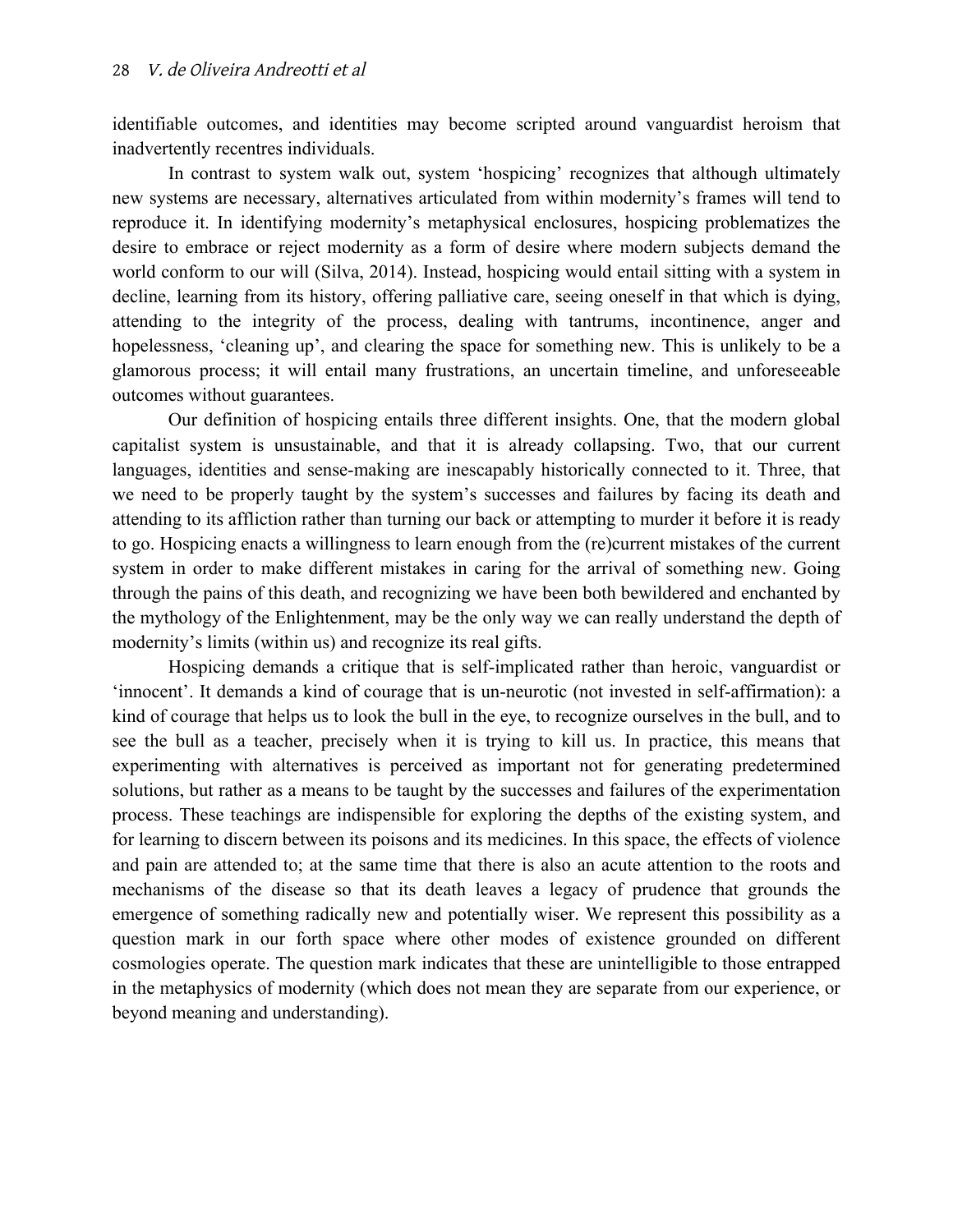identifiable outcomes, and identities may become scripted around vanguardist heroism that inadvertently recentres individuals.

In contrast to system walk out, system 'hospicing' recognizes that although ultimately new systems are necessary, alternatives articulated from within modernity's frames will tend to reproduce it. In identifying modernity's metaphysical enclosures, hospicing problematizes the desire to embrace or reject modernity as a form of desire where modern subjects demand the world conform to our will (Silva, 2014). Instead, hospicing would entail sitting with a system in decline, learning from its history, offering palliative care, seeing oneself in that which is dying, attending to the integrity of the process, dealing with tantrums, incontinence, anger and hopelessness, 'cleaning up', and clearing the space for something new. This is unlikely to be a glamorous process; it will entail many frustrations, an uncertain timeline, and unforeseeable outcomes without guarantees.

Our definition of hospicing entails three different insights. One, that the modern global capitalist system is unsustainable, and that it is already collapsing. Two, that our current languages, identities and sense-making are inescapably historically connected to it. Three, that we need to be properly taught by the system's successes and failures by facing its death and attending to its affliction rather than turning our back or attempting to murder it before it is ready to go. Hospicing enacts a willingness to learn enough from the (re)current mistakes of the current system in order to make different mistakes in caring for the arrival of something new. Going through the pains of this death, and recognizing we have been both bewildered and enchanted by the mythology of the Enlightenment, may be the only way we can really understand the depth of modernity's limits (within us) and recognize its real gifts.

Hospicing demands a critique that is self-implicated rather than heroic, vanguardist or 'innocent'. It demands a kind of courage that is un-neurotic (not invested in self-affirmation): a kind of courage that helps us to look the bull in the eye, to recognize ourselves in the bull, and to see the bull as a teacher, precisely when it is trying to kill us. In practice, this means that experimenting with alternatives is perceived as important not for generating predetermined solutions, but rather as a means to be taught by the successes and failures of the experimentation process. These teachings are indispensible for exploring the depths of the existing system, and for learning to discern between its poisons and its medicines. In this space, the effects of violence and pain are attended to; at the same time that there is also an acute attention to the roots and mechanisms of the disease so that its death leaves a legacy of prudence that grounds the emergence of something radically new and potentially wiser. We represent this possibility as a question mark in our forth space where other modes of existence grounded on different cosmologies operate. The question mark indicates that these are unintelligible to those entrapped in the metaphysics of modernity (which does not mean they are separate from our experience, or beyond meaning and understanding).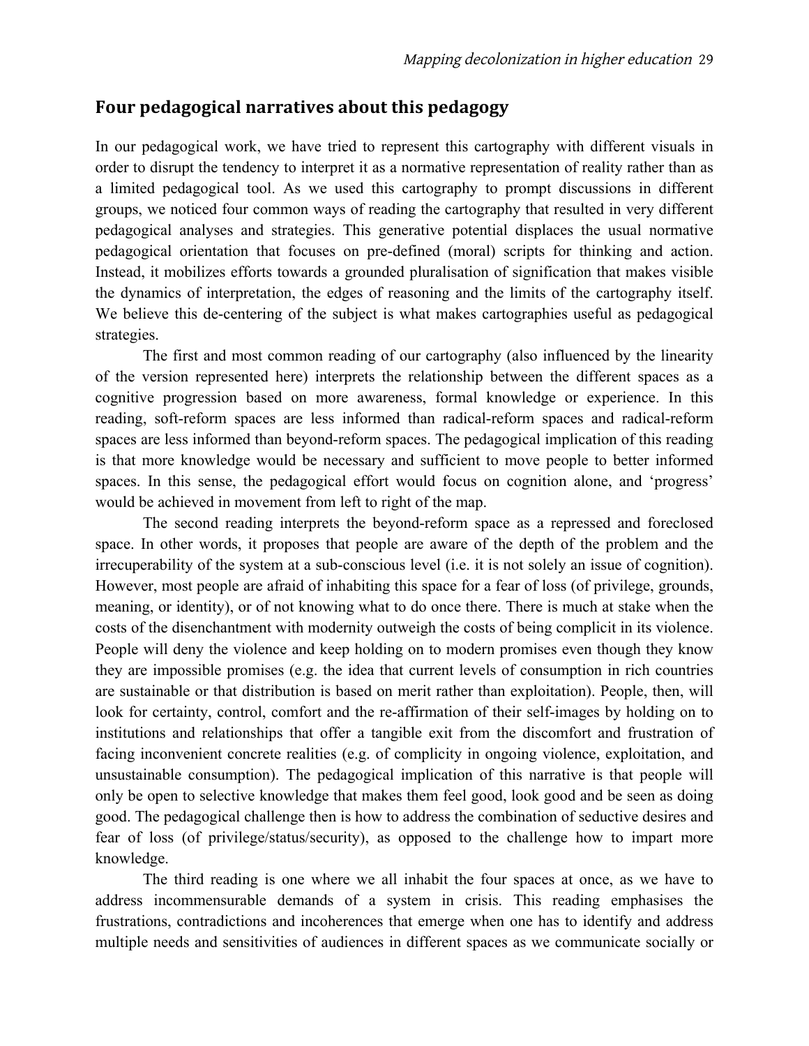## Four pedagogical narratives about this pedagogy

In our pedagogical work, we have tried to represent this cartography with different visuals in order to disrupt the tendency to interpret it as a normative representation of reality rather than as a limited pedagogical tool. As we used this cartography to prompt discussions in different groups, we noticed four common ways of reading the cartography that resulted in very different pedagogical analyses and strategies. This generative potential displaces the usual normative pedagogical orientation that focuses on pre-defined (moral) scripts for thinking and action. Instead, it mobilizes efforts towards a grounded pluralisation of signification that makes visible the dynamics of interpretation, the edges of reasoning and the limits of the cartography itself. We believe this de-centering of the subject is what makes cartographies useful as pedagogical strategies.

The first and most common reading of our cartography (also influenced by the linearity of the version represented here) interprets the relationship between the different spaces as a cognitive progression based on more awareness, formal knowledge or experience. In this reading, soft-reform spaces are less informed than radical-reform spaces and radical-reform spaces are less informed than beyond-reform spaces. The pedagogical implication of this reading is that more knowledge would be necessary and sufficient to move people to better informed spaces. In this sense, the pedagogical effort would focus on cognition alone, and 'progress' would be achieved in movement from left to right of the map.

The second reading interprets the beyond-reform space as a repressed and foreclosed space. In other words, it proposes that people are aware of the depth of the problem and the irrecuperability of the system at a sub-conscious level (i.e. it is not solely an issue of cognition). However, most people are afraid of inhabiting this space for a fear of loss (of privilege, grounds, meaning, or identity), or of not knowing what to do once there. There is much at stake when the costs of the disenchantment with modernity outweigh the costs of being complicit in its violence. People will deny the violence and keep holding on to modern promises even though they know they are impossible promises (e.g. the idea that current levels of consumption in rich countries are sustainable or that distribution is based on merit rather than exploitation). People, then, will look for certainty, control, comfort and the re-affirmation of their self-images by holding on to institutions and relationships that offer a tangible exit from the discomfort and frustration of facing inconvenient concrete realities (e.g. of complicity in ongoing violence, exploitation, and unsustainable consumption). The pedagogical implication of this narrative is that people will only be open to selective knowledge that makes them feel good, look good and be seen as doing good. The pedagogical challenge then is how to address the combination of seductive desires and fear of loss (of privilege/status/security), as opposed to the challenge how to impart more knowledge.

The third reading is one where we all inhabit the four spaces at once, as we have to address incommensurable demands of a system in crisis. This reading emphasises the frustrations, contradictions and incoherences that emerge when one has to identify and address multiple needs and sensitivities of audiences in different spaces as we communicate socially or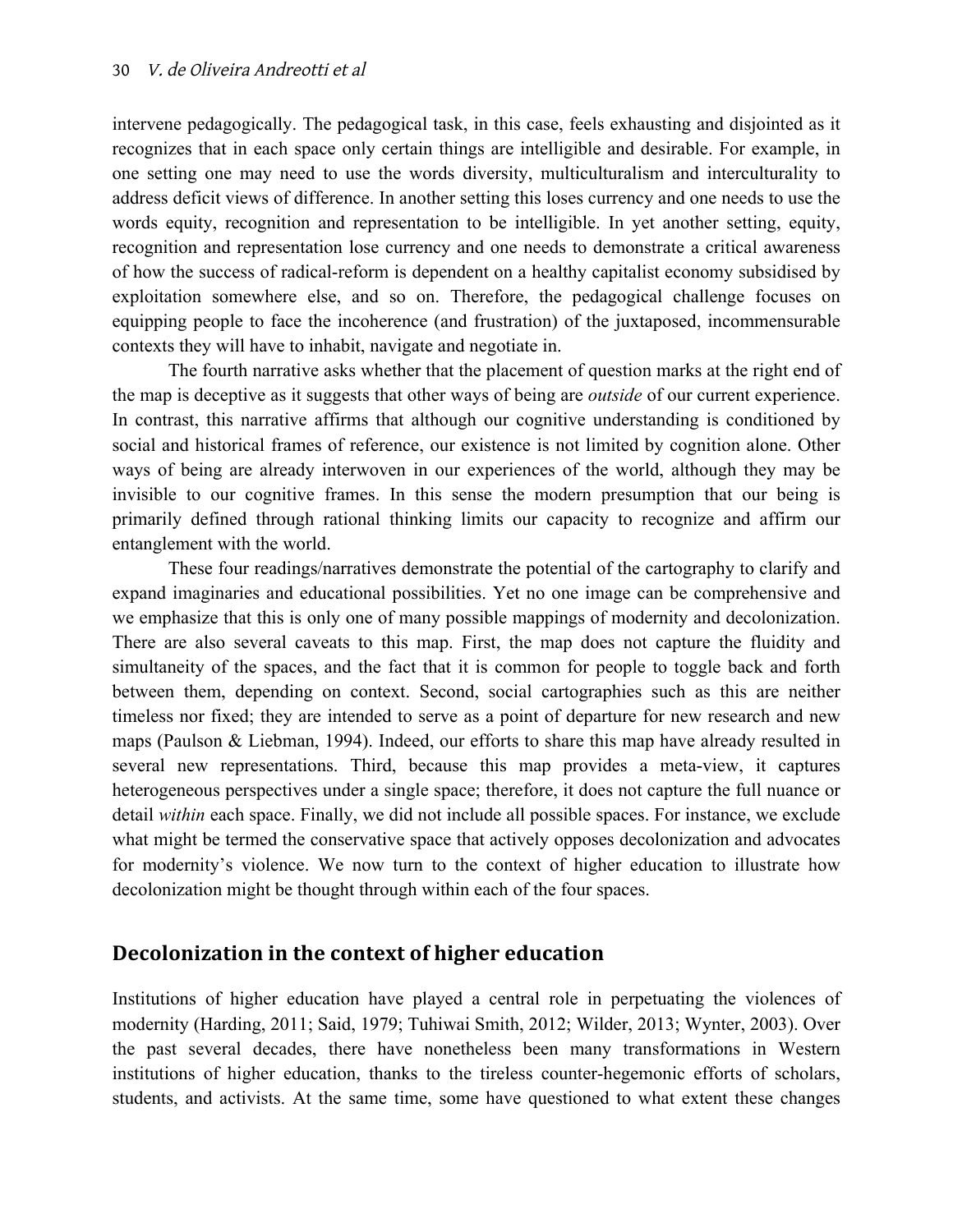intervene pedagogically. The pedagogical task, in this case, feels exhausting and disjointed as it recognizes that in each space only certain things are intelligible and desirable. For example, in one setting one may need to use the words diversity, multiculturalism and interculturality to address deficit views of difference. In another setting this loses currency and one needs to use the words equity, recognition and representation to be intelligible. In yet another setting, equity, recognition and representation lose currency and one needs to demonstrate a critical awareness of how the success of radical-reform is dependent on a healthy capitalist economy subsidised by exploitation somewhere else, and so on. Therefore, the pedagogical challenge focuses on equipping people to face the incoherence (and frustration) of the juxtaposed, incommensurable contexts they will have to inhabit, navigate and negotiate in.

The fourth narrative asks whether that the placement of question marks at the right end of the map is deceptive as it suggests that other ways of being are *outside* of our current experience. In contrast, this narrative affirms that although our cognitive understanding is conditioned by social and historical frames of reference, our existence is not limited by cognition alone. Other ways of being are already interwoven in our experiences of the world, although they may be invisible to our cognitive frames. In this sense the modern presumption that our being is primarily defined through rational thinking limits our capacity to recognize and affirm our entanglement with the world.

These four readings/narratives demonstrate the potential of the cartography to clarify and expand imaginaries and educational possibilities. Yet no one image can be comprehensive and we emphasize that this is only one of many possible mappings of modernity and decolonization. There are also several caveats to this map. First, the map does not capture the fluidity and simultaneity of the spaces, and the fact that it is common for people to toggle back and forth between them, depending on context. Second, social cartographies such as this are neither timeless nor fixed; they are intended to serve as a point of departure for new research and new maps (Paulson & Liebman, 1994). Indeed, our efforts to share this map have already resulted in several new representations. Third, because this map provides a meta-view, it captures heterogeneous perspectives under a single space; therefore, it does not capture the full nuance or detail *within* each space. Finally, we did not include all possible spaces. For instance, we exclude what might be termed the conservative space that actively opposes decolonization and advocates for modernity's violence. We now turn to the context of higher education to illustrate how decolonization might be thought through within each of the four spaces.

## Decolonization in the context of higher education

Institutions of higher education have played a central role in perpetuating the violences of modernity (Harding, 2011; Said, 1979; Tuhiwai Smith, 2012; Wilder, 2013; Wynter, 2003). Over the past several decades, there have nonetheless been many transformations in Western institutions of higher education, thanks to the tireless counter-hegemonic efforts of scholars, students, and activists. At the same time, some have questioned to what extent these changes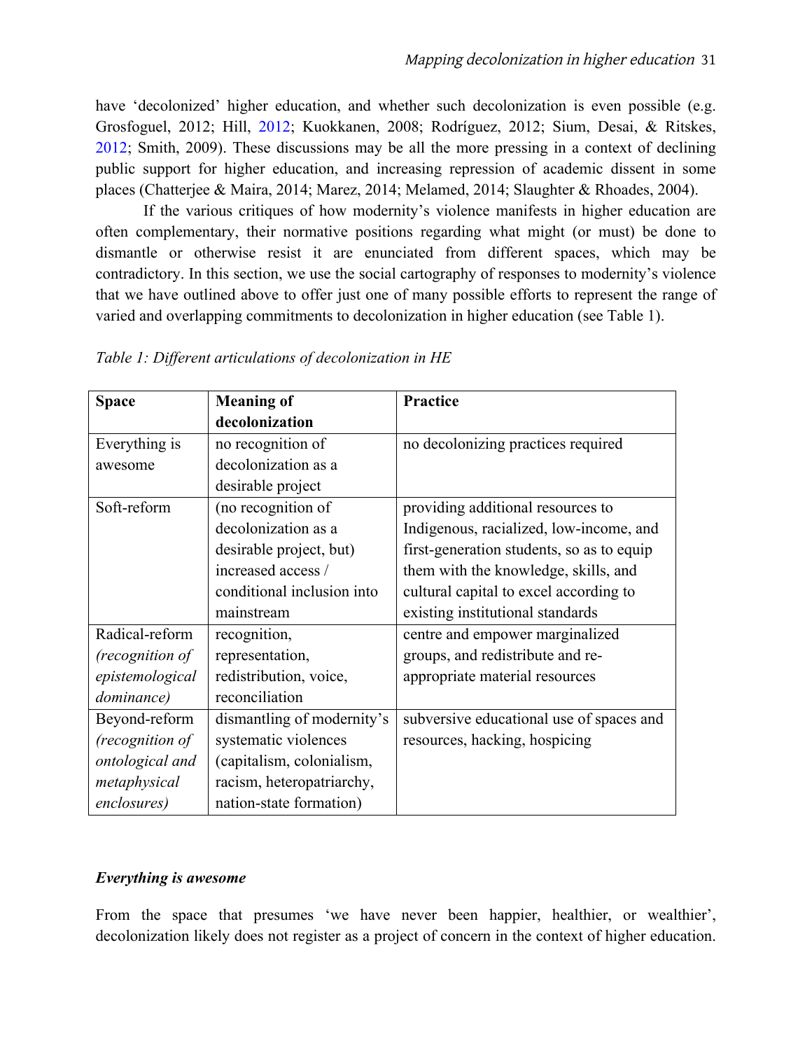have 'decolonized' higher education, and whether such decolonization is even possible (e.g. Grosfoguel, 2012; Hill, 2012; Kuokkanen, 2008; Rodríguez, 2012; Sium, Desai, & Ritskes, 2012; Smith, 2009). These discussions may be all the more pressing in a context of declining public support for higher education, and increasing repression of academic dissent in some places (Chatterjee & Maira, 2014; Marez, 2014; Melamed, 2014; Slaughter & Rhoades, 2004).

If the various critiques of how modernity's violence manifests in higher education are often complementary, their normative positions regarding what might (or must) be done to dismantle or otherwise resist it are enunciated from different spaces, which may be contradictory. In this section, we use the social cartography of responses to modernity's violence that we have outlined above to offer just one of many possible efforts to represent the range of varied and overlapping commitments to decolonization in higher education (see Table 1).

*Table 1: Different articulations of decolonization in HE*

| **Space** | **Meaning of decolonization** | **Practice** |
|---|---|---|
| Everything is awesome | no recognition of decolonization as a desirable project | no decolonizing practices required |
| Soft-reform | (no recognition of decolonization as a desirable project, but) increased access / conditional inclusion into mainstream | providing additional resources to Indigenous, racialized, low-income, and first-generation students, so as to equip them with the knowledge, skills, and cultural capital to excel according to existing institutional standards |
| Radical-reform *(recognition of epistemological dominance)* | recognition, representation, redistribution, voice, reconciliation | centre and empower marginalized groups, and redistribute and re-appropriate material resources |
| Beyond-reform *(recognition of ontological and metaphysical enclosures)* | dismantling of modernity's systematic violences (capitalism, colonialism, racism, heteropatriarchy, nation-state formation) | subversive educational use of spaces and resources, hacking, hospicing |

### *Everything is awesome*

From the space that presumes 'we have never been happier, healthier, or wealthier', decolonization likely does not register as a project of concern in the context of higher education.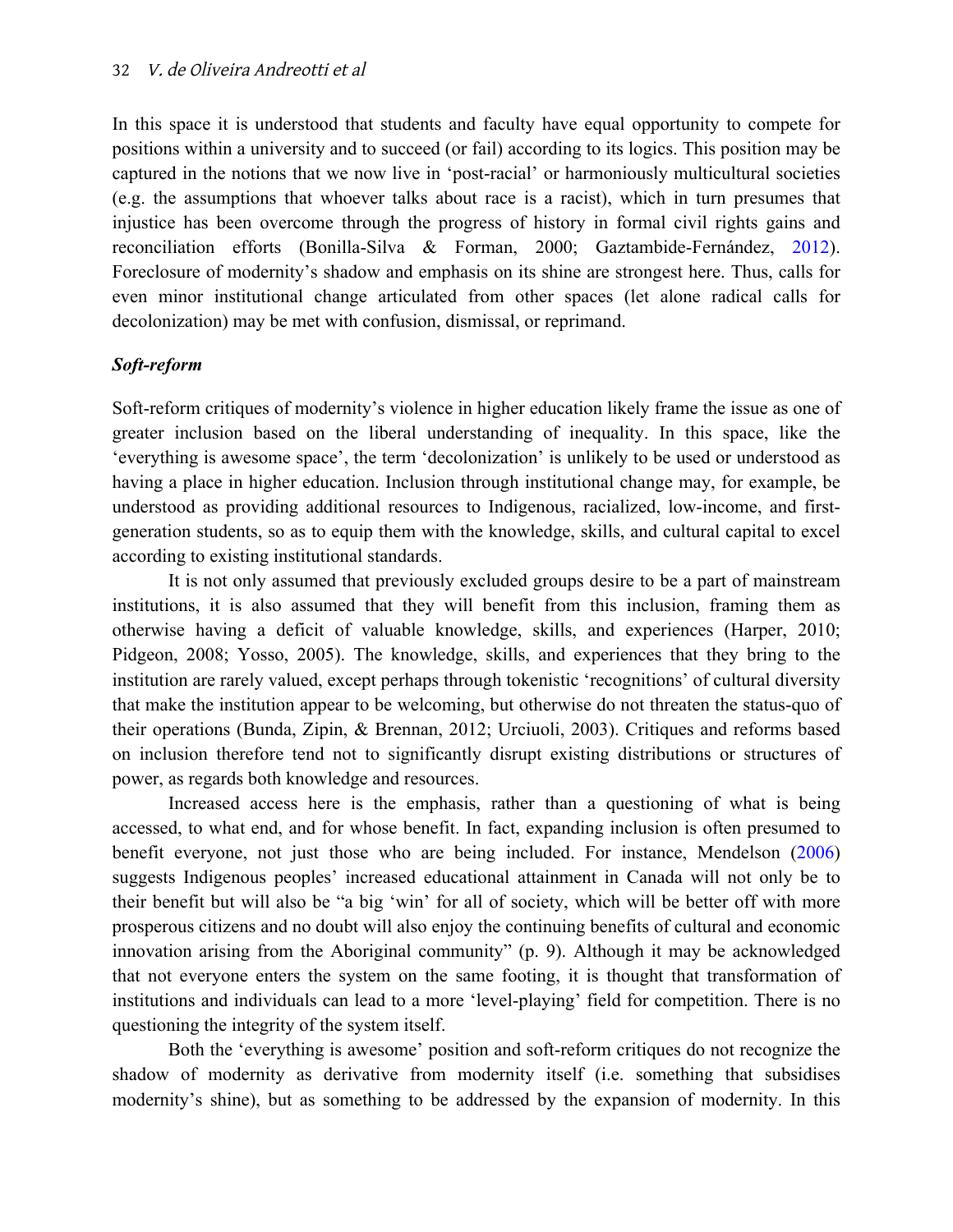In this space it is understood that students and faculty have equal opportunity to compete for positions within a university and to succeed (or fail) according to its logics. This position may be captured in the notions that we now live in 'post-racial' or harmoniously multicultural societies (e.g. the assumptions that whoever talks about race is a racist), which in turn presumes that injustice has been overcome through the progress of history in formal civil rights gains and reconciliation efforts (Bonilla-Silva & Forman, 2000; Gaztambide-Fernández, 2012). Foreclosure of modernity's shadow and emphasis on its shine are strongest here. Thus, calls for even minor institutional change articulated from other spaces (let alone radical calls for decolonization) may be met with confusion, dismissal, or reprimand.

### *Soft-reform*

Soft-reform critiques of modernity's violence in higher education likely frame the issue as one of greater inclusion based on the liberal understanding of inequality. In this space, like the 'everything is awesome space', the term 'decolonization' is unlikely to be used or understood as having a place in higher education. Inclusion through institutional change may, for example, be understood as providing additional resources to Indigenous, racialized, low-income, and first-generation students, so as to equip them with the knowledge, skills, and cultural capital to excel according to existing institutional standards.

It is not only assumed that previously excluded groups desire to be a part of mainstream institutions, it is also assumed that they will benefit from this inclusion, framing them as otherwise having a deficit of valuable knowledge, skills, and experiences (Harper, 2010; Pidgeon, 2008; Yosso, 2005). The knowledge, skills, and experiences that they bring to the institution are rarely valued, except perhaps through tokenistic 'recognitions' of cultural diversity that make the institution appear to be welcoming, but otherwise do not threaten the status-quo of their operations (Bunda, Zipin, & Brennan, 2012; Urciuoli, 2003). Critiques and reforms based on inclusion therefore tend not to significantly disrupt existing distributions or structures of power, as regards both knowledge and resources.

Increased access here is the emphasis, rather than a questioning of what is being accessed, to what end, and for whose benefit. In fact, expanding inclusion is often presumed to benefit everyone, not just those who are being included. For instance, Mendelson (2006) suggests Indigenous peoples' increased educational attainment in Canada will not only be to their benefit but will also be "a big 'win' for all of society, which will be better off with more prosperous citizens and no doubt will also enjoy the continuing benefits of cultural and economic innovation arising from the Aboriginal community" (p. 9). Although it may be acknowledged that not everyone enters the system on the same footing, it is thought that transformation of institutions and individuals can lead to a more 'level-playing' field for competition. There is no questioning the integrity of the system itself.

Both the 'everything is awesome' position and soft-reform critiques do not recognize the shadow of modernity as derivative from modernity itself (i.e. something that subsidises modernity's shine), but as something to be addressed by the expansion of modernity. In this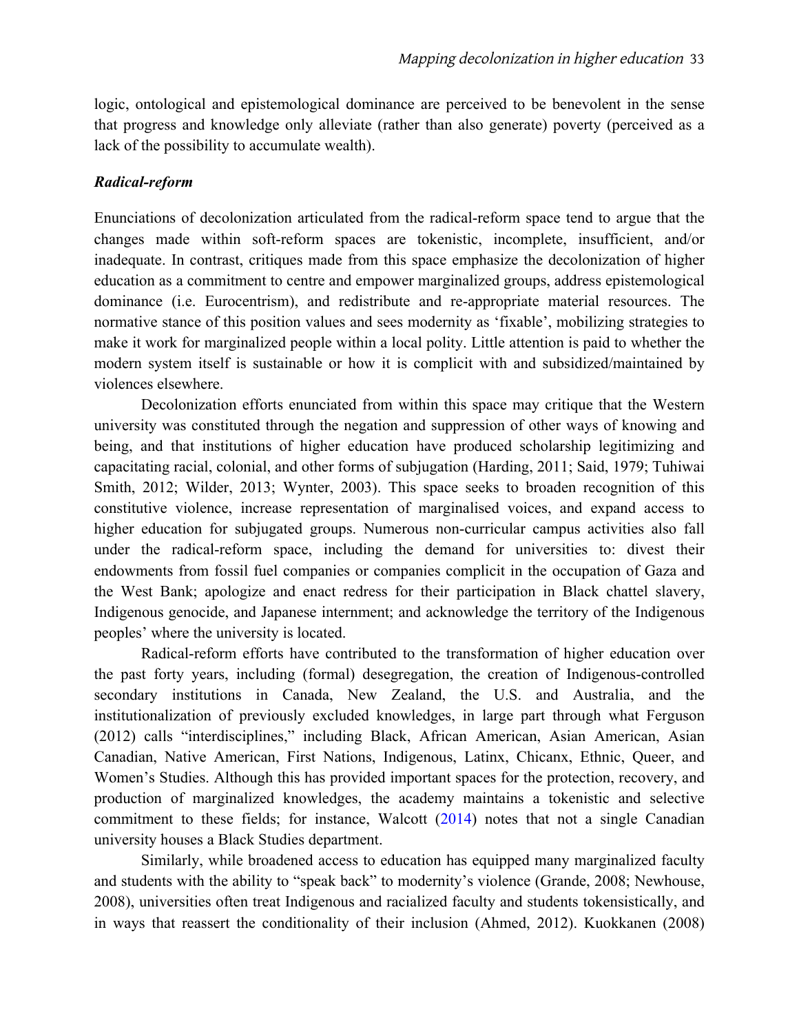logic, ontological and epistemological dominance are perceived to be benevolent in the sense that progress and knowledge only alleviate (rather than also generate) poverty (perceived as a lack of the possibility to accumulate wealth).

### *Radical-reform*

Enunciations of decolonization articulated from the radical-reform space tend to argue that the changes made within soft-reform spaces are tokenistic, incomplete, insufficient, and/or inadequate. In contrast, critiques made from this space emphasize the decolonization of higher education as a commitment to centre and empower marginalized groups, address epistemological dominance (i.e. Eurocentrism), and redistribute and re-appropriate material resources. The normative stance of this position values and sees modernity as 'fixable', mobilizing strategies to make it work for marginalized people within a local polity. Little attention is paid to whether the modern system itself is sustainable or how it is complicit with and subsidized/maintained by violences elsewhere.

Decolonization efforts enunciated from within this space may critique that the Western university was constituted through the negation and suppression of other ways of knowing and being, and that institutions of higher education have produced scholarship legitimizing and capacitating racial, colonial, and other forms of subjugation (Harding, 2011; Said, 1979; Tuhiwai Smith, 2012; Wilder, 2013; Wynter, 2003). This space seeks to broaden recognition of this constitutive violence, increase representation of marginalised voices, and expand access to higher education for subjugated groups. Numerous non-curricular campus activities also fall under the radical-reform space, including the demand for universities to: divest their endowments from fossil fuel companies or companies complicit in the occupation of Gaza and the West Bank; apologize and enact redress for their participation in Black chattel slavery, Indigenous genocide, and Japanese internment; and acknowledge the territory of the Indigenous peoples' where the university is located.

Radical-reform efforts have contributed to the transformation of higher education over the past forty years, including (formal) desegregation, the creation of Indigenous-controlled secondary institutions in Canada, New Zealand, the U.S. and Australia, and the institutionalization of previously excluded knowledges, in large part through what Ferguson (2012) calls "interdisciplines," including Black, African American, Asian American, Asian Canadian, Native American, First Nations, Indigenous, Latinx, Chicanx, Ethnic, Queer, and Women's Studies. Although this has provided important spaces for the protection, recovery, and production of marginalized knowledges, the academy maintains a tokenistic and selective commitment to these fields; for instance, Walcott (2014) notes that not a single Canadian university houses a Black Studies department.

Similarly, while broadened access to education has equipped many marginalized faculty and students with the ability to "speak back" to modernity's violence (Grande, 2008; Newhouse, 2008), universities often treat Indigenous and racialized faculty and students tokensistically, and in ways that reassert the conditionality of their inclusion (Ahmed, 2012). Kuokkanen (2008)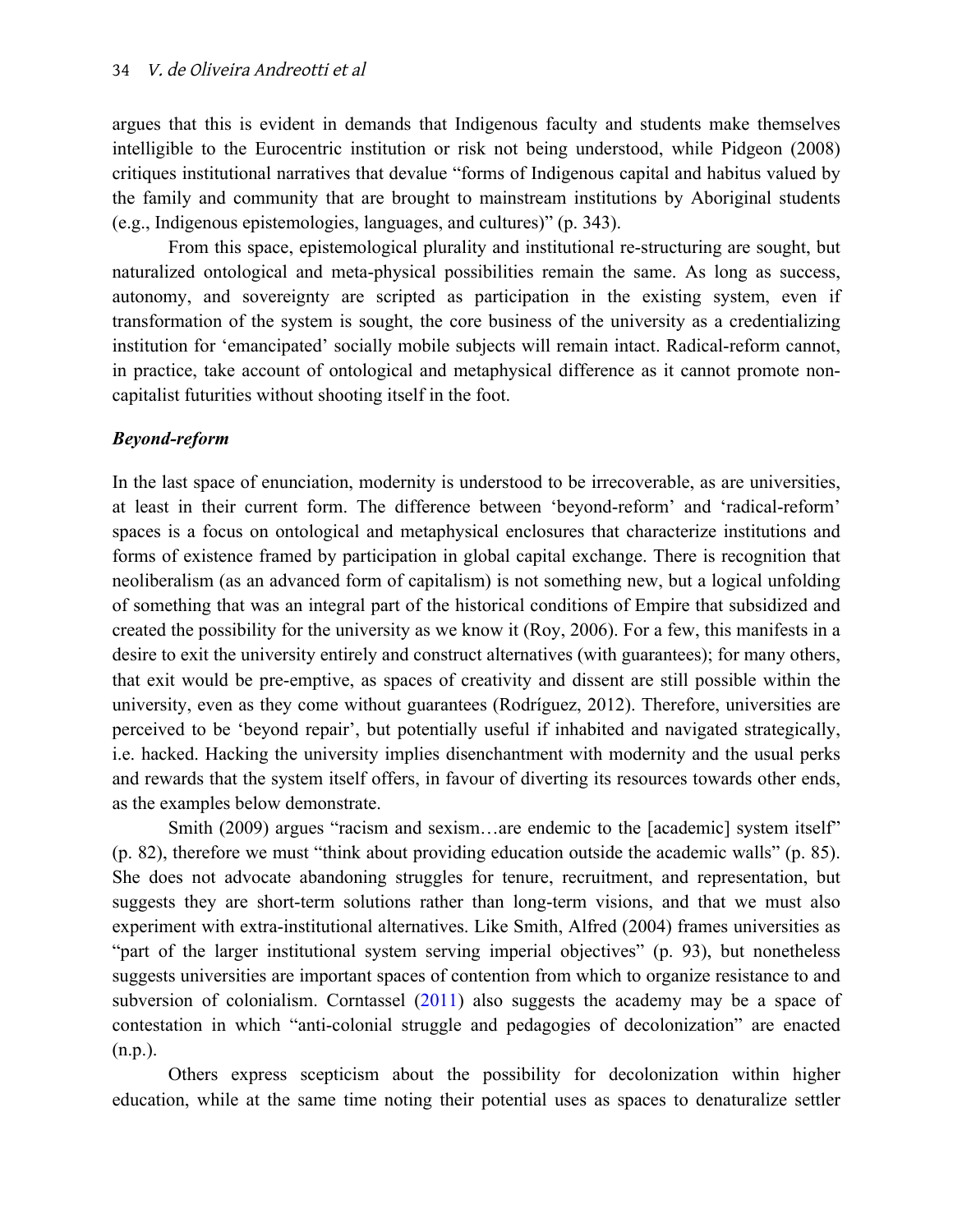argues that this is evident in demands that Indigenous faculty and students make themselves intelligible to the Eurocentric institution or risk not being understood, while Pidgeon (2008) critiques institutional narratives that devalue "forms of Indigenous capital and habitus valued by the family and community that are brought to mainstream institutions by Aboriginal students (e.g., Indigenous epistemologies, languages, and cultures)" (p. 343).

From this space, epistemological plurality and institutional re-structuring are sought, but naturalized ontological and meta-physical possibilities remain the same. As long as success, autonomy, and sovereignty are scripted as participation in the existing system, even if transformation of the system is sought, the core business of the university as a credentializing institution for 'emancipated' socially mobile subjects will remain intact. Radical-reform cannot, in practice, take account of ontological and metaphysical difference as it cannot promote non-capitalist futurities without shooting itself in the foot.

### *Beyond-reform*

In the last space of enunciation, modernity is understood to be irrecoverable, as are universities, at least in their current form. The difference between 'beyond-reform' and 'radical-reform' spaces is a focus on ontological and metaphysical enclosures that characterize institutions and forms of existence framed by participation in global capital exchange. There is recognition that neoliberalism (as an advanced form of capitalism) is not something new, but a logical unfolding of something that was an integral part of the historical conditions of Empire that subsidized and created the possibility for the university as we know it (Roy, 2006). For a few, this manifests in a desire to exit the university entirely and construct alternatives (with guarantees); for many others, that exit would be pre-emptive, as spaces of creativity and dissent are still possible within the university, even as they come without guarantees (Rodríguez, 2012). Therefore, universities are perceived to be 'beyond repair', but potentially useful if inhabited and navigated strategically, i.e. hacked. Hacking the university implies disenchantment with modernity and the usual perks and rewards that the system itself offers, in favour of diverting its resources towards other ends, as the examples below demonstrate.

Smith (2009) argues "racism and sexism…are endemic to the [academic] system itself" (p. 82), therefore we must "think about providing education outside the academic walls" (p. 85). She does not advocate abandoning struggles for tenure, recruitment, and representation, but suggests they are short-term solutions rather than long-term visions, and that we must also experiment with extra-institutional alternatives. Like Smith, Alfred (2004) frames universities as "part of the larger institutional system serving imperial objectives" (p. 93), but nonetheless suggests universities are important spaces of contention from which to organize resistance to and subversion of colonialism. Corntassel (2011) also suggests the academy may be a space of contestation in which "anti-colonial struggle and pedagogies of decolonization" are enacted (n.p.).

Others express scepticism about the possibility for decolonization within higher education, while at the same time noting their potential uses as spaces to denaturalize settler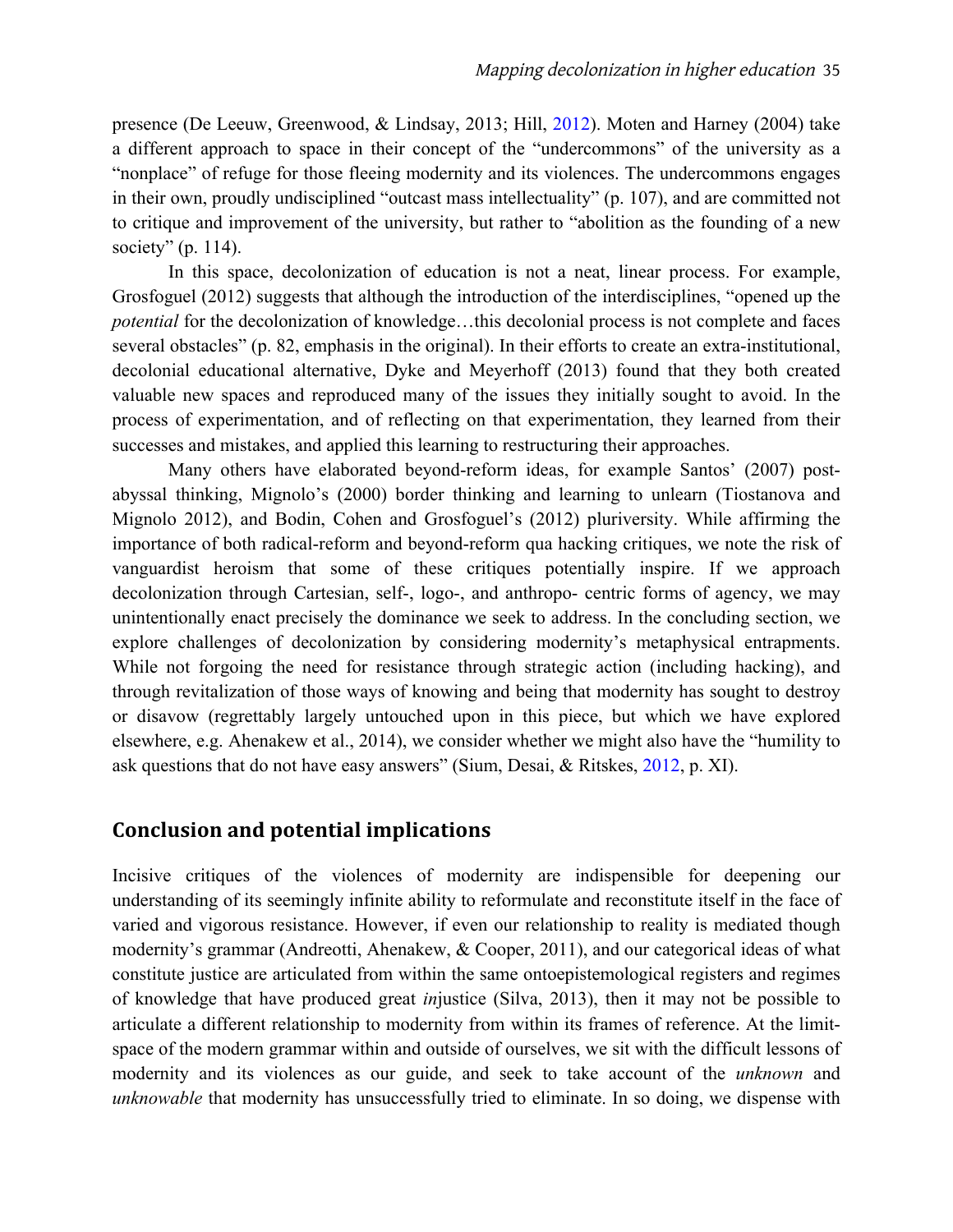presence (De Leeuw, Greenwood, & Lindsay, 2013; Hill, 2012). Moten and Harney (2004) take a different approach to space in their concept of the "undercommons" of the university as a "nonplace" of refuge for those fleeing modernity and its violences. The undercommons engages in their own, proudly undisciplined "outcast mass intellectuality" (p. 107), and are committed not to critique and improvement of the university, but rather to "abolition as the founding of a new society" (p. 114).

In this space, decolonization of education is not a neat, linear process. For example, Grosfoguel (2012) suggests that although the introduction of the interdisciplines, "opened up the *potential* for the decolonization of knowledge…this decolonial process is not complete and faces several obstacles" (p. 82, emphasis in the original). In their efforts to create an extra-institutional, decolonial educational alternative, Dyke and Meyerhoff (2013) found that they both created valuable new spaces and reproduced many of the issues they initially sought to avoid. In the process of experimentation, and of reflecting on that experimentation, they learned from their successes and mistakes, and applied this learning to restructuring their approaches.

Many others have elaborated beyond-reform ideas, for example Santos' (2007) post-abyssal thinking, Mignolo's (2000) border thinking and learning to unlearn (Tiostanova and Mignolo 2012), and Bodin, Cohen and Grosfoguel's (2012) pluriversity. While affirming the importance of both radical-reform and beyond-reform qua hacking critiques, we note the risk of vanguardist heroism that some of these critiques potentially inspire. If we approach decolonization through Cartesian, self-, logo-, and anthropo- centric forms of agency, we may unintentionally enact precisely the dominance we seek to address. In the concluding section, we explore challenges of decolonization by considering modernity's metaphysical entrapments. While not forgoing the need for resistance through strategic action (including hacking), and through revitalization of those ways of knowing and being that modernity has sought to destroy or disavow (regrettably largely untouched upon in this piece, but which we have explored elsewhere, e.g. Ahenakew et al., 2014), we consider whether we might also have the "humility to ask questions that do not have easy answers" (Sium, Desai, & Ritskes, 2012, p. XI).

## Conclusion and potential implications

Incisive critiques of the violences of modernity are indispensible for deepening our understanding of its seemingly infinite ability to reformulate and reconstitute itself in the face of varied and vigorous resistance. However, if even our relationship to reality is mediated though modernity's grammar (Andreotti, Ahenakew, & Cooper, 2011), and our categorical ideas of what constitute justice are articulated from within the same ontoepistemological registers and regimes of knowledge that have produced great *in*justice (Silva, 2013), then it may not be possible to articulate a different relationship to modernity from within its frames of reference. At the limit-space of the modern grammar within and outside of ourselves, we sit with the difficult lessons of modernity and its violences as our guide, and seek to take account of the *unknown* and *unknowable* that modernity has unsuccessfully tried to eliminate. In so doing, we dispense with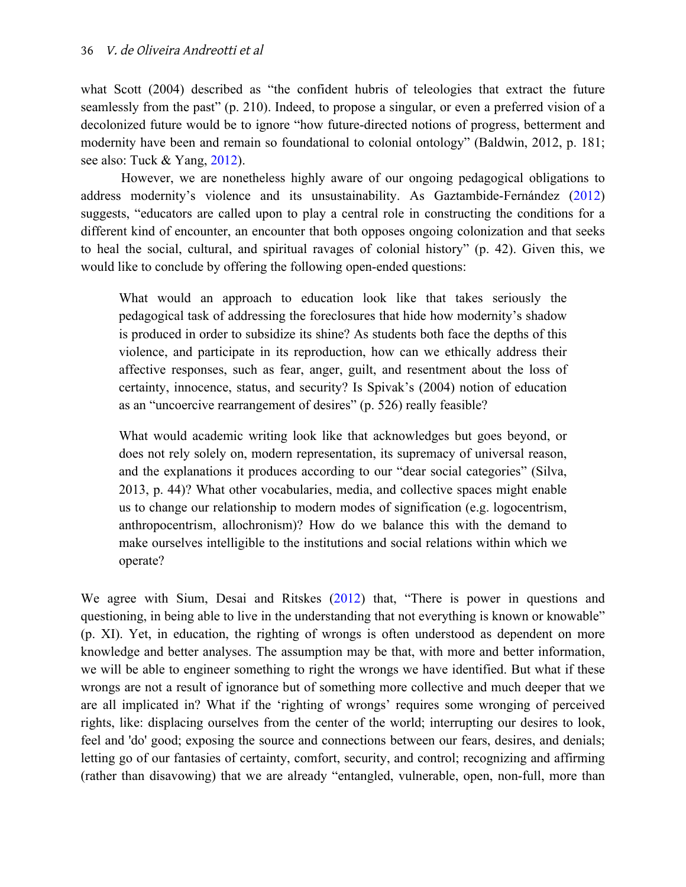what Scott (2004) described as "the confident hubris of teleologies that extract the future seamlessly from the past" (p. 210). Indeed, to propose a singular, or even a preferred vision of a decolonized future would be to ignore "how future-directed notions of progress, betterment and modernity have been and remain so foundational to colonial ontology" (Baldwin, 2012, p. 181; see also: Tuck & Yang, 2012).

However, we are nonetheless highly aware of our ongoing pedagogical obligations to address modernity's violence and its unsustainability. As Gaztambide-Fernández (2012) suggests, "educators are called upon to play a central role in constructing the conditions for a different kind of encounter, an encounter that both opposes ongoing colonization and that seeks to heal the social, cultural, and spiritual ravages of colonial history" (p. 42). Given this, we would like to conclude by offering the following open-ended questions:

> What would an approach to education look like that takes seriously the pedagogical task of addressing the foreclosures that hide how modernity's shadow is produced in order to subsidize its shine? As students both face the depths of this violence, and participate in its reproduction, how can we ethically address their affective responses, such as fear, anger, guilt, and resentment about the loss of certainty, innocence, status, and security? Is Spivak's (2004) notion of education as an "uncoercive rearrangement of desires" (p. 526) really feasible?
>
> What would academic writing look like that acknowledges but goes beyond, or does not rely solely on, modern representation, its supremacy of universal reason, and the explanations it produces according to our "dear social categories" (Silva, 2013, p. 44)? What other vocabularies, media, and collective spaces might enable us to change our relationship to modern modes of signification (e.g. logocentrism, anthropocentrism, allochronism)? How do we balance this with the demand to make ourselves intelligible to the institutions and social relations within which we operate?

We agree with Sium, Desai and Ritskes (2012) that, "There is power in questions and questioning, in being able to live in the understanding that not everything is known or knowable" (p. XI). Yet, in education, the righting of wrongs is often understood as dependent on more knowledge and better analyses. The assumption may be that, with more and better information, we will be able to engineer something to right the wrongs we have identified. But what if these wrongs are not a result of ignorance but of something more collective and much deeper that we are all implicated in? What if the 'righting of wrongs' requires some wronging of perceived rights, like: displacing ourselves from the center of the world; interrupting our desires to look, feel and 'do' good; exposing the source and connections between our fears, desires, and denials; letting go of our fantasies of certainty, comfort, security, and control; recognizing and affirming (rather than disavowing) that we are already "entangled, vulnerable, open, non-full, more than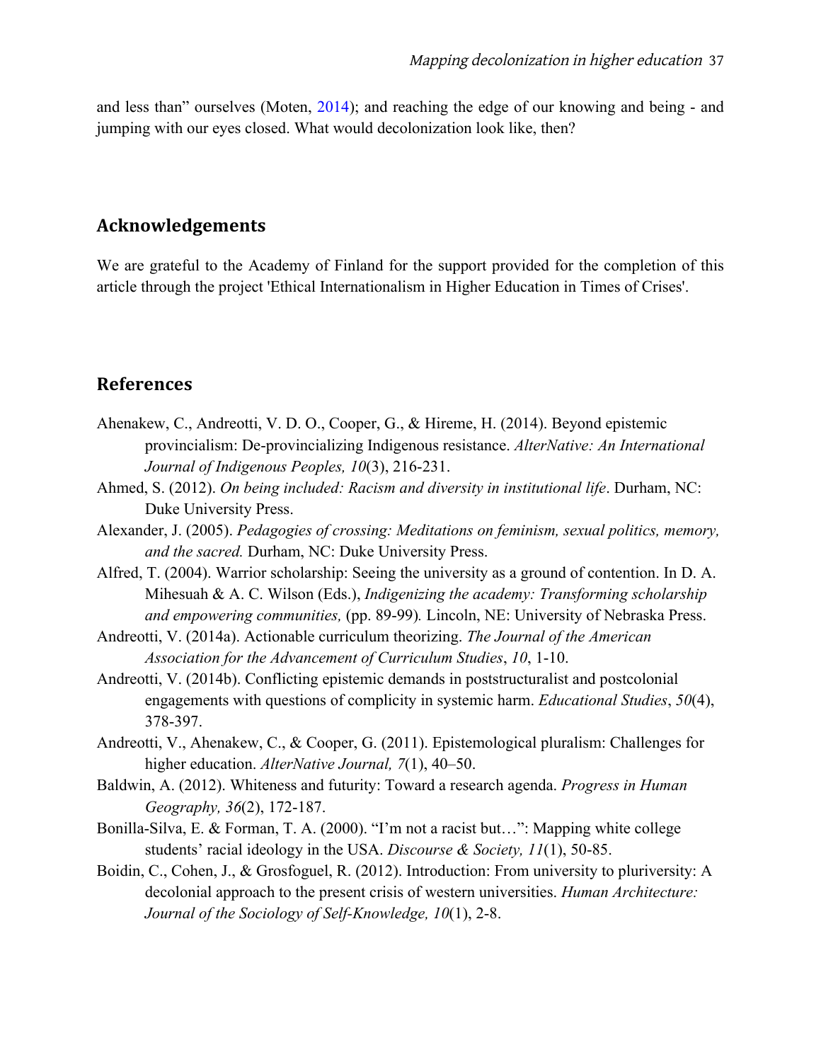and less than" ourselves (Moten, 2014); and reaching the edge of our knowing and being - and jumping with our eyes closed. What would decolonization look like, then?

## Acknowledgements

We are grateful to the Academy of Finland for the support provided for the completion of this article through the project 'Ethical Internationalism in Higher Education in Times of Crises'.

## References

Ahenakew, C., Andreotti, V. D. O., Cooper, G., & Hireme, H. (2014). Beyond epistemic provincialism: De-provincializing Indigenous resistance. *AlterNative: An International Journal of Indigenous Peoples, 10*(3), 216-231.

Ahmed, S. (2012). *On being included: Racism and diversity in institutional life*. Durham, NC: Duke University Press.

Alexander, J. (2005). *Pedagogies of crossing: Meditations on feminism, sexual politics, memory, and the sacred.* Durham, NC: Duke University Press.

Alfred, T. (2004). Warrior scholarship: Seeing the university as a ground of contention. In D. A. Mihesuah & A. C. Wilson (Eds.), *Indigenizing the academy: Transforming scholarship and empowering communities,* (pp. 89-99)*.* Lincoln, NE: University of Nebraska Press.

Andreotti, V. (2014a). Actionable curriculum theorizing. *The Journal of the American Association for the Advancement of Curriculum Studies*, *10*, 1-10.

Andreotti, V. (2014b). Conflicting epistemic demands in poststructuralist and postcolonial engagements with questions of complicity in systemic harm. *Educational Studies*, *50*(4), 378-397.

Andreotti, V., Ahenakew, C., & Cooper, G. (2011). Epistemological pluralism: Challenges for higher education. *AlterNative Journal, 7*(1), 40–50.

Baldwin, A. (2012). Whiteness and futurity: Toward a research agenda. *Progress in Human Geography, 36*(2), 172-187.

Bonilla-Silva, E. & Forman, T. A. (2000). "I'm not a racist but…": Mapping white college students' racial ideology in the USA. *Discourse & Society, 11*(1), 50-85.

Boidin, C., Cohen, J., & Grosfoguel, R. (2012). Introduction: From university to pluriversity: A decolonial approach to the present crisis of western universities. *Human Architecture: Journal of the Sociology of Self-Knowledge, 10*(1), 2-8.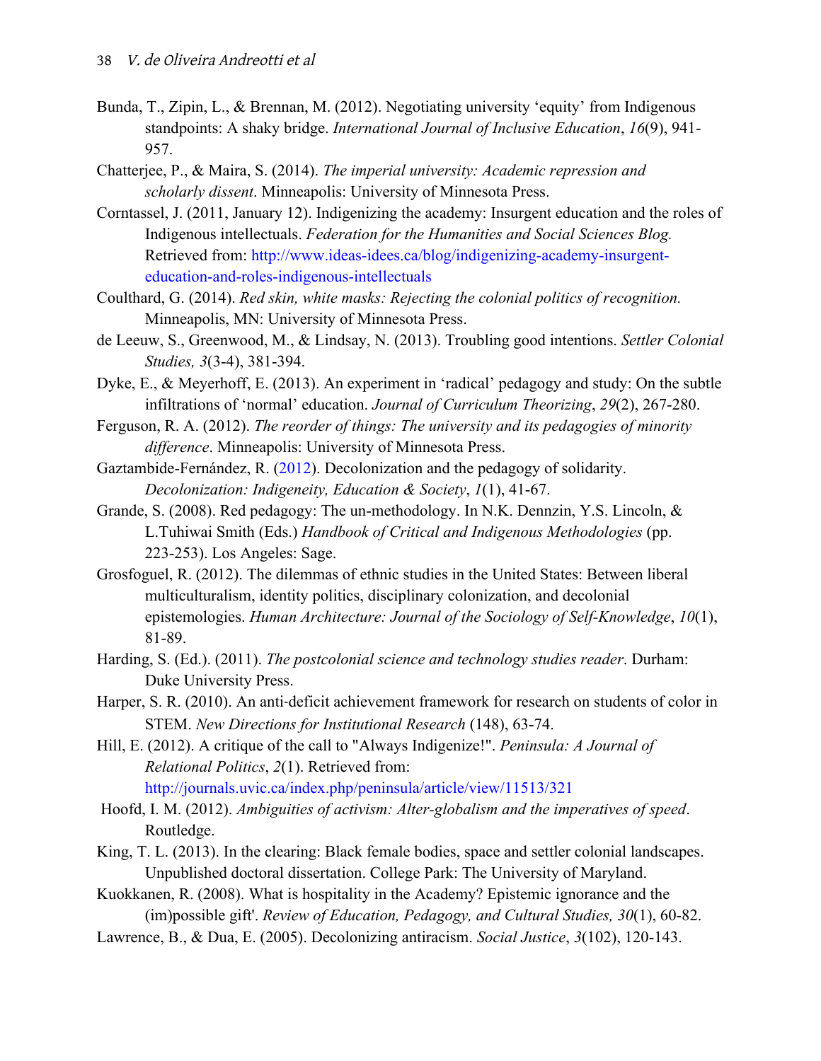Bunda, T., Zipin, L., & Brennan, M. (2012). Negotiating university 'equity' from Indigenous standpoints: A shaky bridge. *International Journal of Inclusive Education*, *16*(9), 941-957.

Chatterjee, P., & Maira, S. (2014). *The imperial university: Academic repression and scholarly dissent*. Minneapolis: University of Minnesota Press.

Corntassel, J. (2011, January 12). Indigenizing the academy: Insurgent education and the roles of Indigenous intellectuals. *Federation for the Humanities and Social Sciences Blog.* Retrieved from: http://www.ideas-idees.ca/blog/indigenizing-academy-insurgent-education-and-roles-indigenous-intellectuals

Coulthard, G. (2014). *Red skin, white masks: Rejecting the colonial politics of recognition.* Minneapolis, MN: University of Minnesota Press.

de Leeuw, S., Greenwood, M., & Lindsay, N. (2013). Troubling good intentions. *Settler Colonial Studies, 3*(3-4), 381-394.

Dyke, E., & Meyerhoff, E. (2013). An experiment in 'radical' pedagogy and study: On the subtle infiltrations of 'normal' education. *Journal of Curriculum Theorizing*, *29*(2), 267-280.

Ferguson, R. A. (2012). *The reorder of things: The university and its pedagogies of minority difference*. Minneapolis: University of Minnesota Press.

Gaztambide-Fernández, R. (2012). Decolonization and the pedagogy of solidarity. *Decolonization: Indigeneity, Education & Society*, *1*(1), 41-67.

Grande, S. (2008). Red pedagogy: The un-methodology. In N.K. Dennzin, Y.S. Lincoln, & L.Tuhiwai Smith (Eds.) *Handbook of Critical and Indigenous Methodologies* (pp. 223-253). Los Angeles: Sage.

Grosfoguel, R. (2012). The dilemmas of ethnic studies in the United States: Between liberal multiculturalism, identity politics, disciplinary colonization, and decolonial epistemologies. *Human Architecture: Journal of the Sociology of Self-Knowledge*, *10*(1), 81-89.

Harding, S. (Ed.). (2011). *The postcolonial science and technology studies reader*. Durham: Duke University Press.

Harper, S. R. (2010). An anti-deficit achievement framework for research on students of color in STEM. *New Directions for Institutional Research* (148), 63-74.

Hill, E. (2012). A critique of the call to "Always Indigenize!". *Peninsula: A Journal of Relational Politics*, *2*(1). Retrieved from: http://journals.uvic.ca/index.php/peninsula/article/view/11513/321

Hoofd, I. M. (2012). *Ambiguities of activism: Alter-globalism and the imperatives of speed*. Routledge.

King, T. L. (2013). In the clearing: Black female bodies, space and settler colonial landscapes. Unpublished doctoral dissertation. College Park: The University of Maryland.

Kuokkanen, R. (2008). What is hospitality in the Academy? Epistemic ignorance and the (im)possible gift'. *Review of Education, Pedagogy, and Cultural Studies, 30*(1), 60-82.

Lawrence, B., & Dua, E. (2005). Decolonizing antiracism. *Social Justice*, *3*(102), 120-143.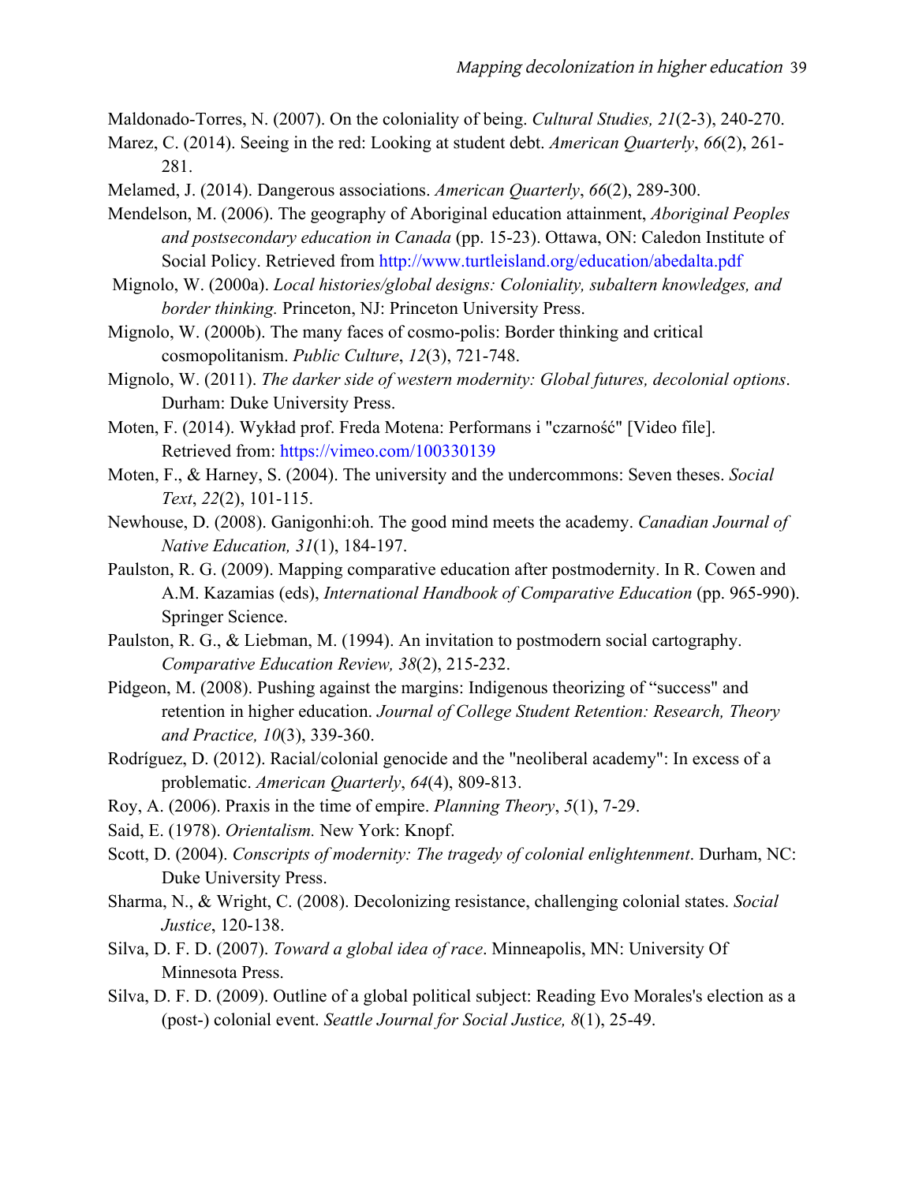Maldonado-Torres, N. (2007). On the coloniality of being. *Cultural Studies, 21*(2-3), 240-270.

Marez, C. (2014). Seeing in the red: Looking at student debt. *American Quarterly*, *66*(2), 261-281.

Melamed, J. (2014). Dangerous associations. *American Quarterly*, *66*(2), 289-300.

Mendelson, M. (2006). The geography of Aboriginal education attainment, *Aboriginal Peoples and postsecondary education in Canada* (pp. 15-23). Ottawa, ON: Caledon Institute of Social Policy. Retrieved from http://www.turtleisland.org/education/abedalta.pdf

Mignolo, W. (2000a). *Local histories/global designs: Coloniality, subaltern knowledges, and border thinking.* Princeton, NJ: Princeton University Press.

Mignolo, W. (2000b). The many faces of cosmo-polis: Border thinking and critical cosmopolitanism. *Public Culture*, *12*(3), 721-748.

Mignolo, W. (2011). *The darker side of western modernity: Global futures, decolonial options*. Durham: Duke University Press.

Moten, F. (2014). Wykład prof. Freda Motena: Performans i "czarność" [Video file]. Retrieved from: https://vimeo.com/100330139

Moten, F., & Harney, S. (2004). The university and the undercommons: Seven theses. *Social Text*, *22*(2), 101-115.

Newhouse, D. (2008). Ganigonhi:oh. The good mind meets the academy. *Canadian Journal of Native Education, 31*(1), 184-197.

Paulston, R. G. (2009). Mapping comparative education after postmodernity. In R. Cowen and A.M. Kazamias (eds), *International Handbook of Comparative Education* (pp. 965-990). Springer Science.

Paulston, R. G., & Liebman, M. (1994). An invitation to postmodern social cartography. *Comparative Education Review, 38*(2), 215-232.

Pidgeon, M. (2008). Pushing against the margins: Indigenous theorizing of "success" and retention in higher education. *Journal of College Student Retention: Research, Theory and Practice, 10*(3), 339-360.

Rodríguez, D. (2012). Racial/colonial genocide and the "neoliberal academy": In excess of a problematic. *American Quarterly*, *64*(4), 809-813.

Roy, A. (2006). Praxis in the time of empire. *Planning Theory*, *5*(1), 7-29.

Said, E. (1978). *Orientalism.* New York: Knopf.

Scott, D. (2004). *Conscripts of modernity: The tragedy of colonial enlightenment*. Durham, NC: Duke University Press.

Sharma, N., & Wright, C. (2008). Decolonizing resistance, challenging colonial states. *Social Justice*, 120-138.

Silva, D. F. D. (2007). *Toward a global idea of race*. Minneapolis, MN: University Of Minnesota Press.

Silva, D. F. D. (2009). Outline of a global political subject: Reading Evo Morales's election as a (post-) colonial event. *Seattle Journal for Social Justice, 8*(1), 25-49.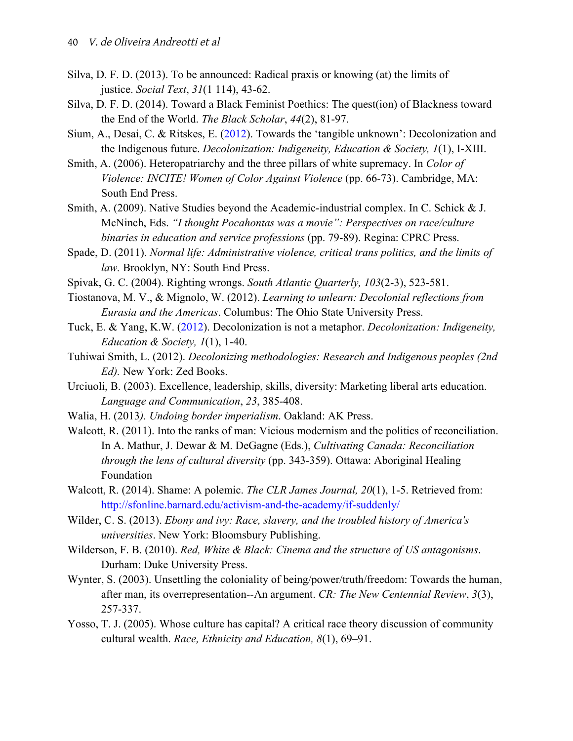Silva, D. F. D. (2013). To be announced: Radical praxis or knowing (at) the limits of justice. *Social Text*, *31*(1 114), 43-62.

Silva, D. F. D. (2014). Toward a Black Feminist Poethics: The quest(ion) of Blackness toward the End of the World. *The Black Scholar*, *44*(2), 81-97.

Sium, A., Desai, C. & Ritskes, E. (2012). Towards the 'tangible unknown': Decolonization and the Indigenous future. *Decolonization: Indigeneity, Education & Society, 1*(1), I-XIII.

Smith, A. (2006). Heteropatriarchy and the three pillars of white supremacy. In *Color of Violence: INCITE! Women of Color Against Violence* (pp. 66-73). Cambridge, MA: South End Press.

Smith, A. (2009). Native Studies beyond the Academic-industrial complex. In C. Schick & J. McNinch, Eds. *"I thought Pocahontas was a movie": Perspectives on race/culture binaries in education and service professions* (pp. 79-89). Regina: CPRC Press.

Spade, D. (2011). *Normal life: Administrative violence, critical trans politics, and the limits of law.* Brooklyn, NY: South End Press.

Spivak, G. C. (2004). Righting wrongs. *South Atlantic Quarterly, 103*(2-3), 523-581.

Tiostanova, M. V., & Mignolo, W. (2012). *Learning to unlearn: Decolonial reflections from Eurasia and the Americas*. Columbus: The Ohio State University Press.

Tuck, E. & Yang, K.W. (2012). Decolonization is not a metaphor. *Decolonization: Indigeneity, Education & Society, 1*(1), 1-40.

Tuhiwai Smith, L. (2012). *Decolonizing methodologies: Research and Indigenous peoples (2nd Ed).* New York: Zed Books.

Urciuoli, B. (2003). Excellence, leadership, skills, diversity: Marketing liberal arts education. *Language and Communication*, *23*, 385-408.

Walia, H. (2013*). Undoing border imperialism*. Oakland: AK Press.

Walcott, R. (2011). Into the ranks of man: Vicious modernism and the politics of reconciliation. In A. Mathur, J. Dewar & M. DeGagne (Eds.), *Cultivating Canada: Reconciliation through the lens of cultural diversity* (pp. 343-359). Ottawa: Aboriginal Healing Foundation

Walcott, R. (2014). Shame: A polemic. *The CLR James Journal, 20*(1), 1-5. Retrieved from: http://sfonline.barnard.edu/activism-and-the-academy/if-suddenly/

Wilder, C. S. (2013). *Ebony and ivy: Race, slavery, and the troubled history of America's universities*. New York: Bloomsbury Publishing.

Wilderson, F. B. (2010). *Red, White & Black: Cinema and the structure of US antagonisms*. Durham: Duke University Press.

Wynter, S. (2003). Unsettling the coloniality of being/power/truth/freedom: Towards the human, after man, its overrepresentation--An argument. *CR: The New Centennial Review*, *3*(3), 257-337.

Yosso, T. J. (2005). Whose culture has capital? A critical race theory discussion of community cultural wealth. *Race, Ethnicity and Education, 8*(1), 69–91.